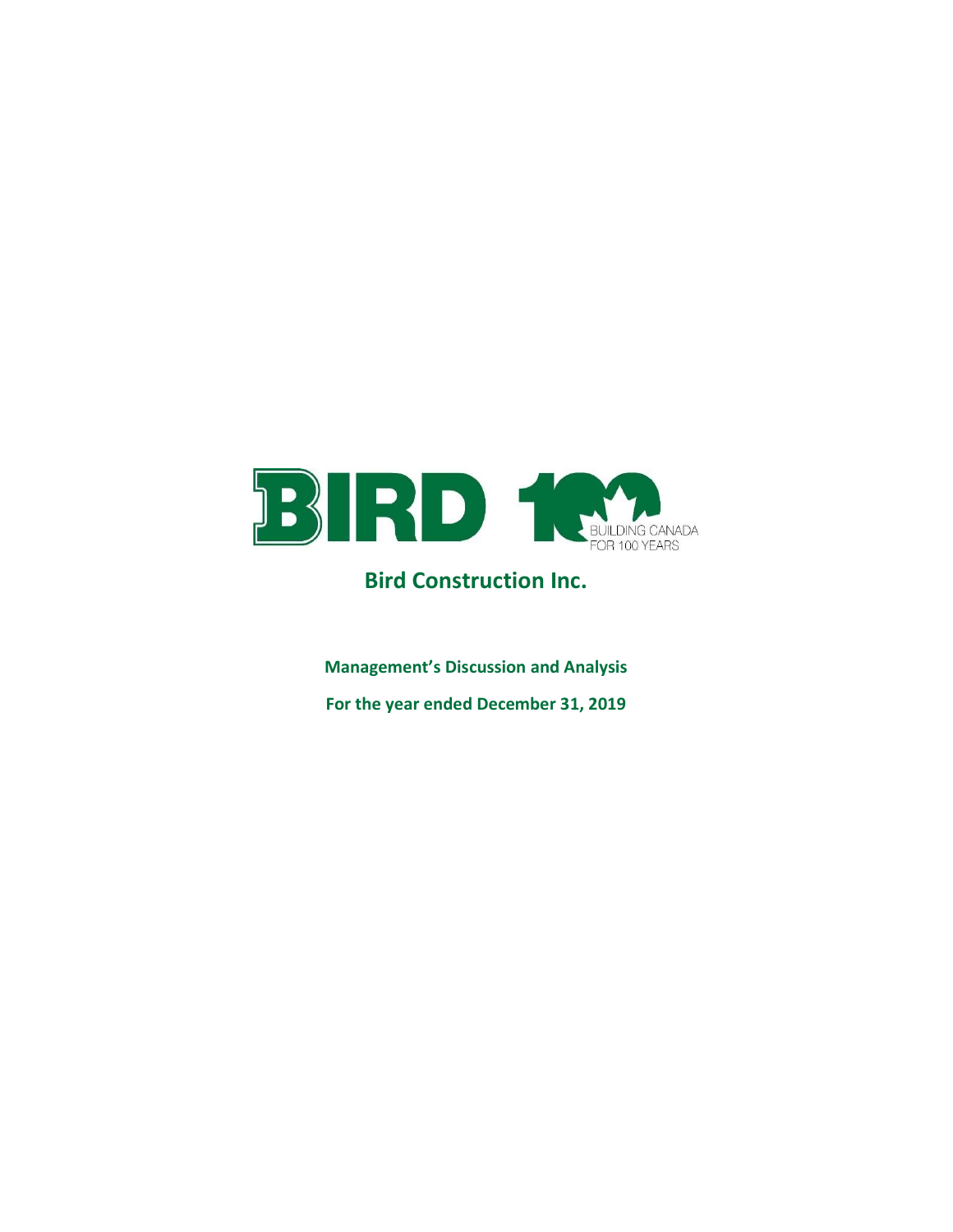BIRD 100 BUILDING CANADA FOR 100 YEARS

# Bird Construction Inc.

**Management's Discussion and Analysis**

**For the year ended December 31, 2019**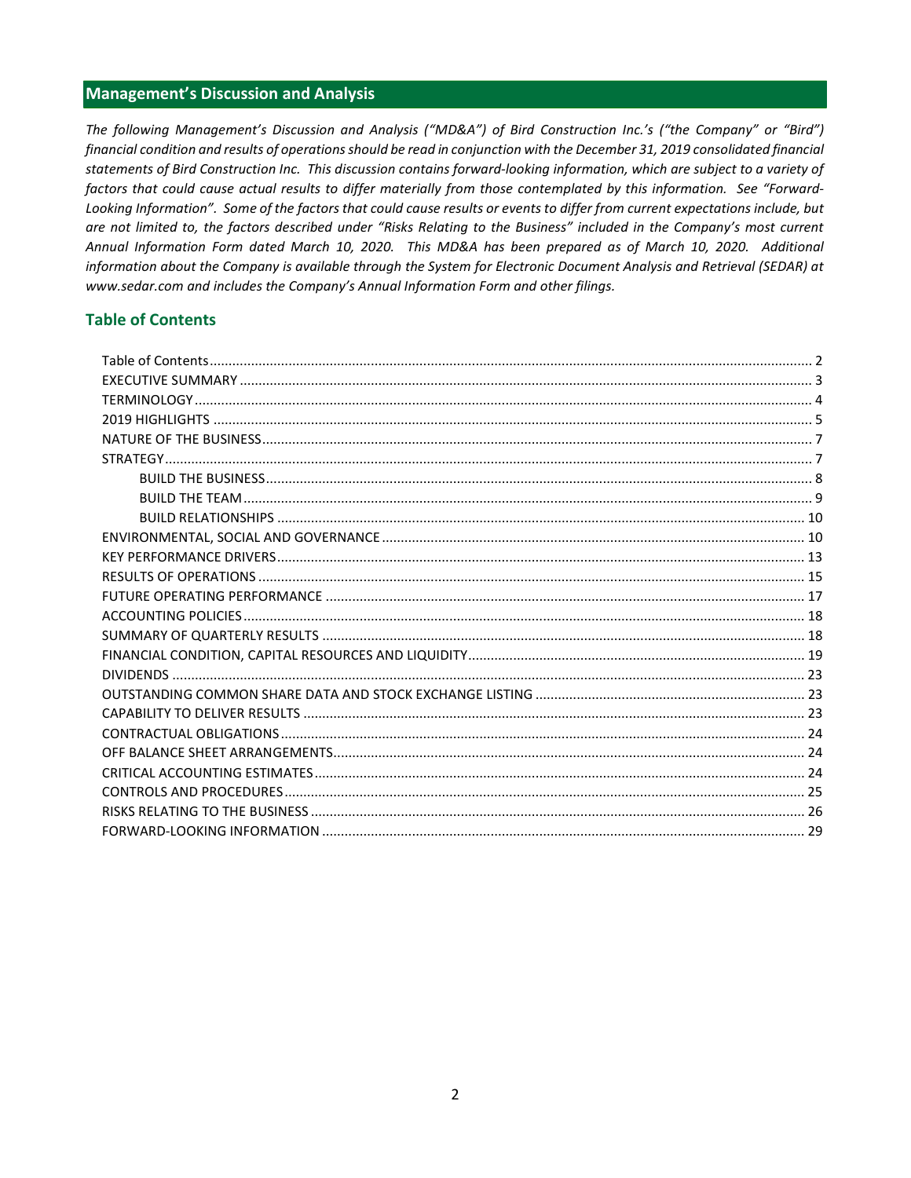## Management's Discussion and Analysis

*The following Management's Discussion and Analysis ("MD&A") of Bird Construction Inc.'s ("the Company" or "Bird") financial condition and results of operations should be read in conjunction with the December 31, 2019 consolidated financial statements of Bird Construction Inc. This discussion contains forward-looking information, which are subject to a variety of factors that could cause actual results to differ materially from those contemplated by this information. See "Forward-Looking Information". Some of the factors that could cause results or events to differ from current expectations include, but are not limited to, the factors described under "Risks Relating to the Business" included in the Company's most current Annual Information Form dated March 10, 2020. This MD&A has been prepared as of March 10, 2020. Additional information about the Company is available through the System for Electronic Document Analysis and Retrieval (SEDAR) at www.sedar.com and includes the Company's Annual Information Form and other filings.*

### Table of Contents

- Table of Contents ..... 2
- EXECUTIVE SUMMARY ..... 3
- TERMINOLOGY ..... 4
- 2019 HIGHLIGHTS ..... 5
- NATURE OF THE BUSINESS ..... 7
- STRATEGY ..... 7
  - BUILD THE BUSINESS ..... 8
  - BUILD THE TEAM ..... 9
  - BUILD RELATIONSHIPS ..... 10
- ENVIRONMENTAL, SOCIAL AND GOVERNANCE ..... 10
- KEY PERFORMANCE DRIVERS ..... 13
- RESULTS OF OPERATIONS ..... 15
- FUTURE OPERATING PERFORMANCE ..... 17
- ACCOUNTING POLICIES ..... 18
- SUMMARY OF QUARTERLY RESULTS ..... 18
- FINANCIAL CONDITION, CAPITAL RESOURCES AND LIQUIDITY ..... 19
- DIVIDENDS ..... 23
- OUTSTANDING COMMON SHARE DATA AND STOCK EXCHANGE LISTING ..... 23
- CAPABILITY TO DELIVER RESULTS ..... 23
- CONTRACTUAL OBLIGATIONS ..... 24
- OFF BALANCE SHEET ARRANGEMENTS ..... 24
- CRITICAL ACCOUNTING ESTIMATES ..... 24
- CONTROLS AND PROCEDURES ..... 25
- RISKS RELATING TO THE BUSINESS ..... 26
- FORWARD-LOOKING INFORMATION ..... 29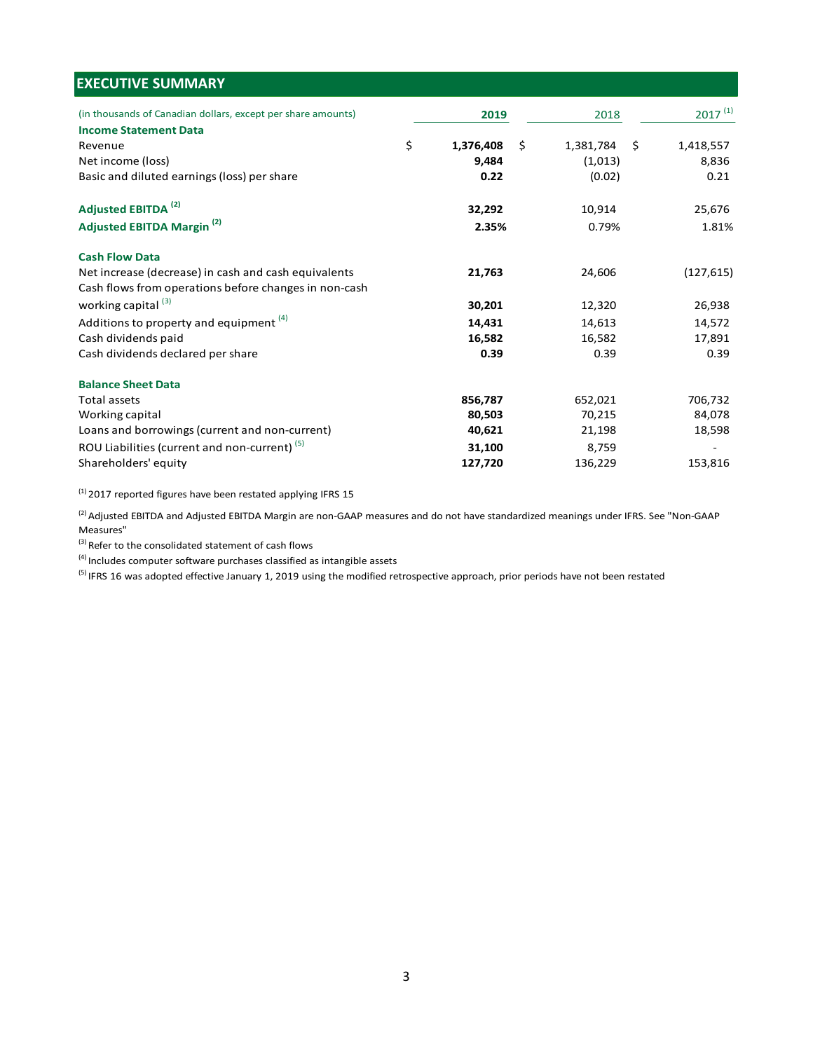## EXECUTIVE SUMMARY

| (in thousands of Canadian dollars, except per share amounts) | 2019 | 2018 | 2017 [(1)] |
|---|---|---|---|
| **Income Statement Data** | | | |
| Revenue | $ **1,376,408** | $ 1,381,784 | $ 1,418,557 |
| Net income (loss) | **9,484** | (1,013) | 8,836 |
| Basic and diluted earnings (loss) per share | **0.22** | (0.02) | 0.21 |
| **Adjusted EBITDA [(2)]** | **32,292** | 10,914 | 25,676 |
| **Adjusted EBITDA Margin [(2)]** | **2.35%** | 0.79% | 1.81% |
| **Cash Flow Data** | | | |
| Net increase (decrease) in cash and cash equivalents | **21,763** | 24,606 | (127,615) |
| Cash flows from operations before changes in non-cash working capital [(3)] | **30,201** | 12,320 | 26,938 |
| Additions to property and equipment [(4)] | **14,431** | 14,613 | 14,572 |
| Cash dividends paid | **16,582** | 16,582 | 17,891 |
| Cash dividends declared per share | **0.39** | 0.39 | 0.39 |
| **Balance Sheet Data** | | | |
| Total assets | **856,787** | 652,021 | 706,732 |
| Working capital | **80,503** | 70,215 | 84,078 |
| Loans and borrowings (current and non-current) | **40,621** | 21,198 | 18,598 |
| ROU Liabilities (current and non-current) [(5)] | **31,100** | 8,759 | - |
| Shareholders' equity | **127,720** | 136,229 | 153,816 |

(1) 2017 reported figures have been restated applying IFRS 15

(2) Adjusted EBITDA and Adjusted EBITDA Margin are non-GAAP measures and do not have standardized meanings under IFRS. See "Non-GAAP Measures"

(3) Refer to the consolidated statement of cash flows

(4) Includes computer software purchases classified as intangible assets

(5) IFRS 16 was adopted effective January 1, 2019 using the modified retrospective approach, prior periods have not been restated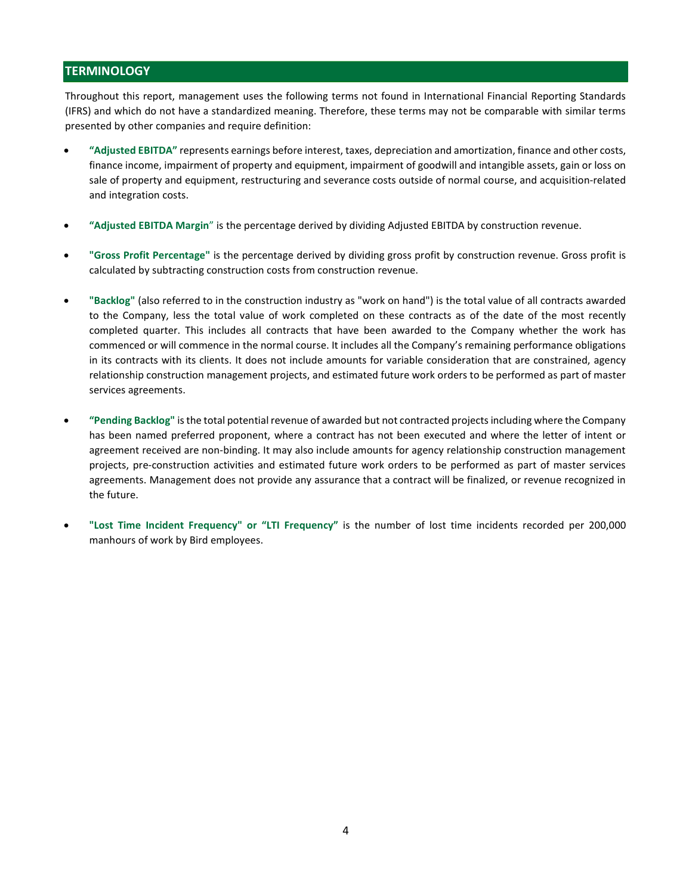## TERMINOLOGY

Throughout this report, management uses the following terms not found in International Financial Reporting Standards (IFRS) and which do not have a standardized meaning. Therefore, these terms may not be comparable with similar terms presented by other companies and require definition:

- **"Adjusted EBITDA"** represents earnings before interest, taxes, depreciation and amortization, finance and other costs, finance income, impairment of property and equipment, impairment of goodwill and intangible assets, gain or loss on sale of property and equipment, restructuring and severance costs outside of normal course, and acquisition-related and integration costs.

- **"Adjusted EBITDA Margin"** is the percentage derived by dividing Adjusted EBITDA by construction revenue.

- **"Gross Profit Percentage"** is the percentage derived by dividing gross profit by construction revenue. Gross profit is calculated by subtracting construction costs from construction revenue.

- **"Backlog"** (also referred to in the construction industry as "work on hand") is the total value of all contracts awarded to the Company, less the total value of work completed on these contracts as of the date of the most recently completed quarter. This includes all contracts that have been awarded to the Company whether the work has commenced or will commence in the normal course. It includes all the Company's remaining performance obligations in its contracts with its clients. It does not include amounts for variable consideration that are constrained, agency relationship construction management projects, and estimated future work orders to be performed as part of master services agreements.

- **"Pending Backlog"** is the total potential revenue of awarded but not contracted projects including where the Company has been named preferred proponent, where a contract has not been executed and where the letter of intent or agreement received are non-binding. It may also include amounts for agency relationship construction management projects, pre-construction activities and estimated future work orders to be performed as part of master services agreements. Management does not provide any assurance that a contract will be finalized, or revenue recognized in the future.

- **"Lost Time Incident Frequency" or "LTI Frequency"** is the number of lost time incidents recorded per 200,000 manhours of work by Bird employees.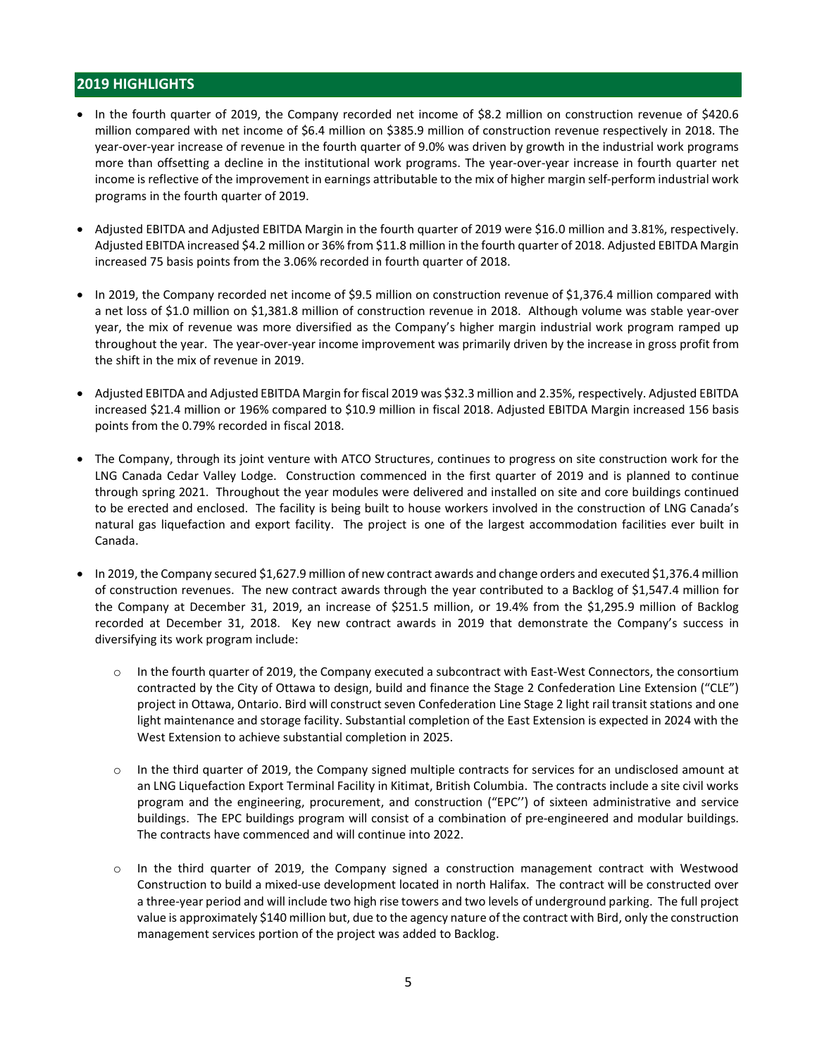## 2019 HIGHLIGHTS

- In the fourth quarter of 2019, the Company recorded net income of $8.2 million on construction revenue of $420.6 million compared with net income of $6.4 million on $385.9 million of construction revenue respectively in 2018. The year-over-year increase of revenue in the fourth quarter of 9.0% was driven by growth in the industrial work programs more than offsetting a decline in the institutional work programs. The year-over-year increase in fourth quarter net income is reflective of the improvement in earnings attributable to the mix of higher margin self-perform industrial work programs in the fourth quarter of 2019.

- Adjusted EBITDA and Adjusted EBITDA Margin in the fourth quarter of 2019 were $16.0 million and 3.81%, respectively. Adjusted EBITDA increased $4.2 million or 36% from $11.8 million in the fourth quarter of 2018. Adjusted EBITDA Margin increased 75 basis points from the 3.06% recorded in fourth quarter of 2018.

- In 2019, the Company recorded net income of $9.5 million on construction revenue of $1,376.4 million compared with a net loss of $1.0 million on $1,381.8 million of construction revenue in 2018. Although volume was stable year-over year, the mix of revenue was more diversified as the Company's higher margin industrial work program ramped up throughout the year. The year-over-year income improvement was primarily driven by the increase in gross profit from the shift in the mix of revenue in 2019.

- Adjusted EBITDA and Adjusted EBITDA Margin for fiscal 2019 was $32.3 million and 2.35%, respectively. Adjusted EBITDA increased $21.4 million or 196% compared to $10.9 million in fiscal 2018. Adjusted EBITDA Margin increased 156 basis points from the 0.79% recorded in fiscal 2018.

- The Company, through its joint venture with ATCO Structures, continues to progress on site construction work for the LNG Canada Cedar Valley Lodge. Construction commenced in the first quarter of 2019 and is planned to continue through spring 2021. Throughout the year modules were delivered and installed on site and core buildings continued to be erected and enclosed. The facility is being built to house workers involved in the construction of LNG Canada's natural gas liquefaction and export facility. The project is one of the largest accommodation facilities ever built in Canada.

- In 2019, the Company secured $1,627.9 million of new contract awards and change orders and executed $1,376.4 million of construction revenues. The new contract awards through the year contributed to a Backlog of $1,547.4 million for the Company at December 31, 2019, an increase of $251.5 million, or 19.4% from the $1,295.9 million of Backlog recorded at December 31, 2018. Key new contract awards in 2019 that demonstrate the Company's success in diversifying its work program include:

  - In the fourth quarter of 2019, the Company executed a subcontract with East-West Connectors, the consortium contracted by the City of Ottawa to design, build and finance the Stage 2 Confederation Line Extension ("CLE") project in Ottawa, Ontario. Bird will construct seven Confederation Line Stage 2 light rail transit stations and one light maintenance and storage facility. Substantial completion of the East Extension is expected in 2024 with the West Extension to achieve substantial completion in 2025.

  - In the third quarter of 2019, the Company signed multiple contracts for services for an undisclosed amount at an LNG Liquefaction Export Terminal Facility in Kitimat, British Columbia. The contracts include a site civil works program and the engineering, procurement, and construction ("EPC'') of sixteen administrative and service buildings. The EPC buildings program will consist of a combination of pre-engineered and modular buildings. The contracts have commenced and will continue into 2022.

  - In the third quarter of 2019, the Company signed a construction management contract with Westwood Construction to build a mixed-use development located in north Halifax. The contract will be constructed over a three-year period and will include two high rise towers and two levels of underground parking. The full project value is approximately $140 million but, due to the agency nature of the contract with Bird, only the construction management services portion of the project was added to Backlog.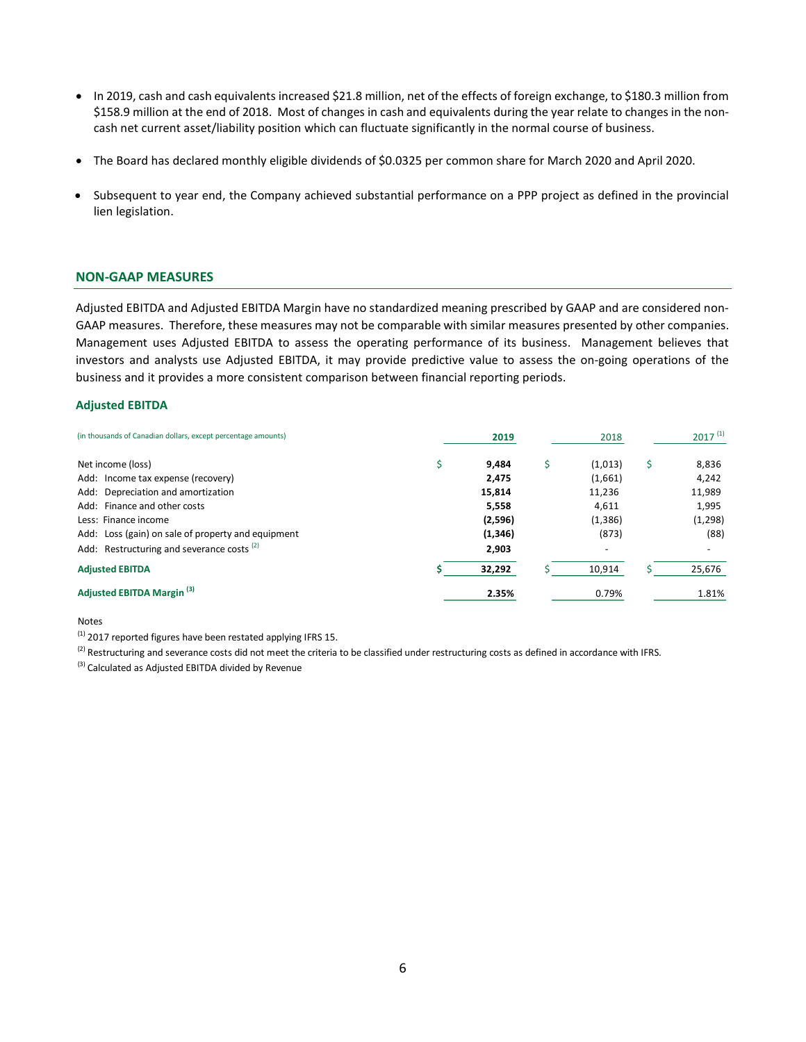- In 2019, cash and cash equivalents increased $21.8 million, net of the effects of foreign exchange, to $180.3 million from $158.9 million at the end of 2018. Most of changes in cash and equivalents during the year relate to changes in the non-cash net current asset/liability position which can fluctuate significantly in the normal course of business.

- The Board has declared monthly eligible dividends of $0.0325 per common share for March 2020 and April 2020.

- Subsequent to year end, the Company achieved substantial performance on a PPP project as defined in the provincial lien legislation.

## NON-GAAP MEASURES

Adjusted EBITDA and Adjusted EBITDA Margin have no standardized meaning prescribed by GAAP and are considered non-GAAP measures. Therefore, these measures may not be comparable with similar measures presented by other companies. Management uses Adjusted EBITDA to assess the operating performance of its business. Management believes that investors and analysts use Adjusted EBITDA, it may provide predictive value to assess the on-going operations of the business and it provides a more consistent comparison between financial reporting periods.

### Adjusted EBITDA

| (in thousands of Canadian dollars, except percentage amounts) | **2019** | 2018 | 2017 [1] |
|---|---|---|---|
| Net income (loss) | $ **9,484** | $ (1,013) | $ 8,836 |
| Add: Income tax expense (recovery) | **2,475** | (1,661) | 4,242 |
| Add: Depreciation and amortization | **15,814** | 11,236 | 11,989 |
| Add: Finance and other costs | **5,558** | 4,611 | 1,995 |
| Less: Finance income | **(2,596)** | (1,386) | (1,298) |
| Add: Loss (gain) on sale of property and equipment | **(1,346)** | (873) | (88) |
| Add: Restructuring and severance costs [2] | **2,903** | - | - |
| **Adjusted EBITDA** | **$ 32,292** | $ 10,914 | $ 25,676 |
| **Adjusted EBITDA Margin [3]** | **2.35%** | 0.79% | 1.81% |

Notes

[1] 2017 reported figures have been restated applying IFRS 15.

[2] Restructuring and severance costs did not meet the criteria to be classified under restructuring costs as defined in accordance with IFRS.

[3] Calculated as Adjusted EBITDA divided by Revenue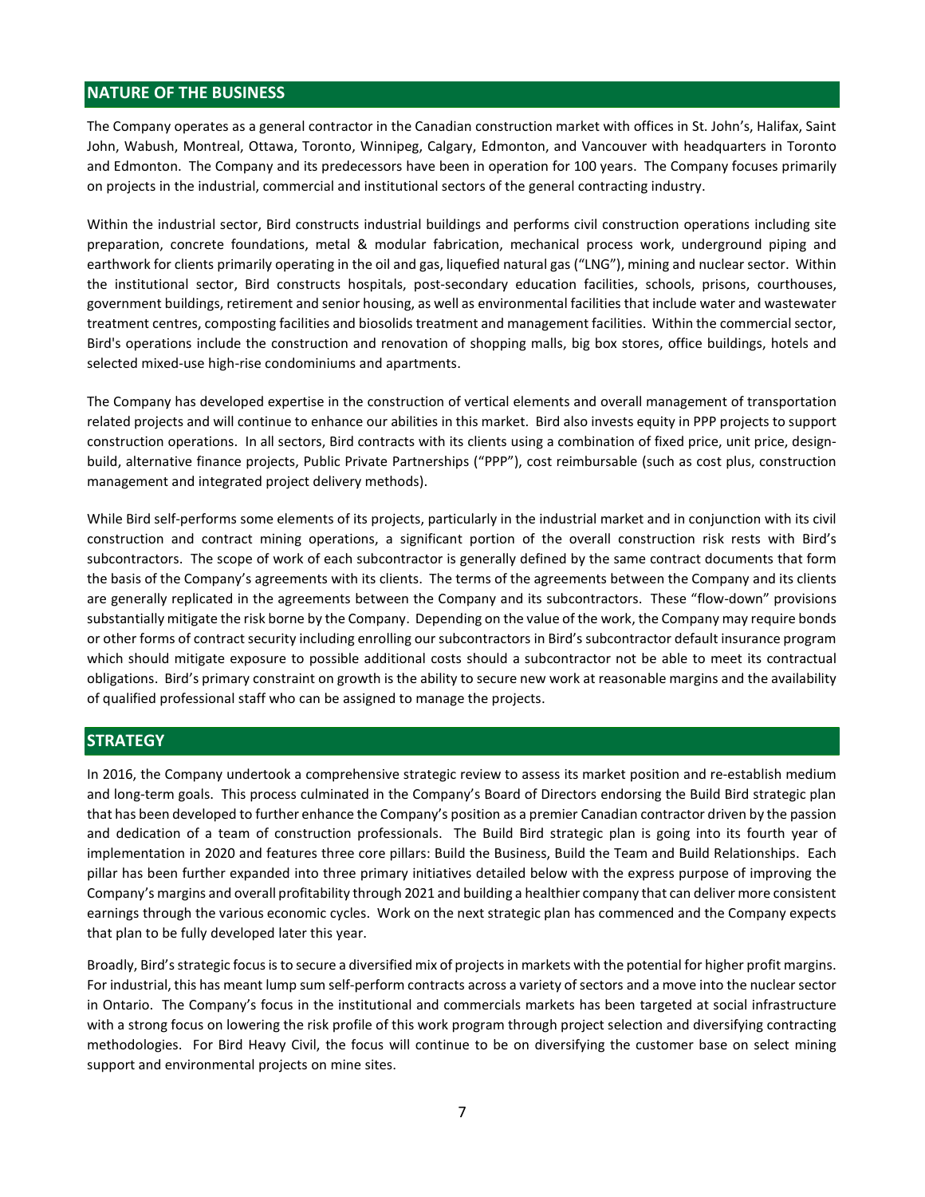## NATURE OF THE BUSINESS

The Company operates as a general contractor in the Canadian construction market with offices in St. John's, Halifax, Saint John, Wabush, Montreal, Ottawa, Toronto, Winnipeg, Calgary, Edmonton, and Vancouver with headquarters in Toronto and Edmonton. The Company and its predecessors have been in operation for 100 years. The Company focuses primarily on projects in the industrial, commercial and institutional sectors of the general contracting industry.

Within the industrial sector, Bird constructs industrial buildings and performs civil construction operations including site preparation, concrete foundations, metal & modular fabrication, mechanical process work, underground piping and earthwork for clients primarily operating in the oil and gas, liquefied natural gas ("LNG"), mining and nuclear sector. Within the institutional sector, Bird constructs hospitals, post-secondary education facilities, schools, prisons, courthouses, government buildings, retirement and senior housing, as well as environmental facilities that include water and wastewater treatment centres, composting facilities and biosolids treatment and management facilities. Within the commercial sector, Bird's operations include the construction and renovation of shopping malls, big box stores, office buildings, hotels and selected mixed-use high-rise condominiums and apartments.

The Company has developed expertise in the construction of vertical elements and overall management of transportation related projects and will continue to enhance our abilities in this market. Bird also invests equity in PPP projects to support construction operations. In all sectors, Bird contracts with its clients using a combination of fixed price, unit price, design-build, alternative finance projects, Public Private Partnerships ("PPP"), cost reimbursable (such as cost plus, construction management and integrated project delivery methods).

While Bird self-performs some elements of its projects, particularly in the industrial market and in conjunction with its civil construction and contract mining operations, a significant portion of the overall construction risk rests with Bird's subcontractors. The scope of work of each subcontractor is generally defined by the same contract documents that form the basis of the Company's agreements with its clients. The terms of the agreements between the Company and its clients are generally replicated in the agreements between the Company and its subcontractors. These "flow-down" provisions substantially mitigate the risk borne by the Company. Depending on the value of the work, the Company may require bonds or other forms of contract security including enrolling our subcontractors in Bird's subcontractor default insurance program which should mitigate exposure to possible additional costs should a subcontractor not be able to meet its contractual obligations. Bird's primary constraint on growth is the ability to secure new work at reasonable margins and the availability of qualified professional staff who can be assigned to manage the projects.

## STRATEGY

In 2016, the Company undertook a comprehensive strategic review to assess its market position and re-establish medium and long-term goals. This process culminated in the Company's Board of Directors endorsing the Build Bird strategic plan that has been developed to further enhance the Company's position as a premier Canadian contractor driven by the passion and dedication of a team of construction professionals. The Build Bird strategic plan is going into its fourth year of implementation in 2020 and features three core pillars: Build the Business, Build the Team and Build Relationships. Each pillar has been further expanded into three primary initiatives detailed below with the express purpose of improving the Company's margins and overall profitability through 2021 and building a healthier company that can deliver more consistent earnings through the various economic cycles. Work on the next strategic plan has commenced and the Company expects that plan to be fully developed later this year.

Broadly, Bird's strategic focus is to secure a diversified mix of projects in markets with the potential for higher profit margins. For industrial, this has meant lump sum self-perform contracts across a variety of sectors and a move into the nuclear sector in Ontario. The Company's focus in the institutional and commercials markets has been targeted at social infrastructure with a strong focus on lowering the risk profile of this work program through project selection and diversifying contracting methodologies. For Bird Heavy Civil, the focus will continue to be on diversifying the customer base on select mining support and environmental projects on mine sites.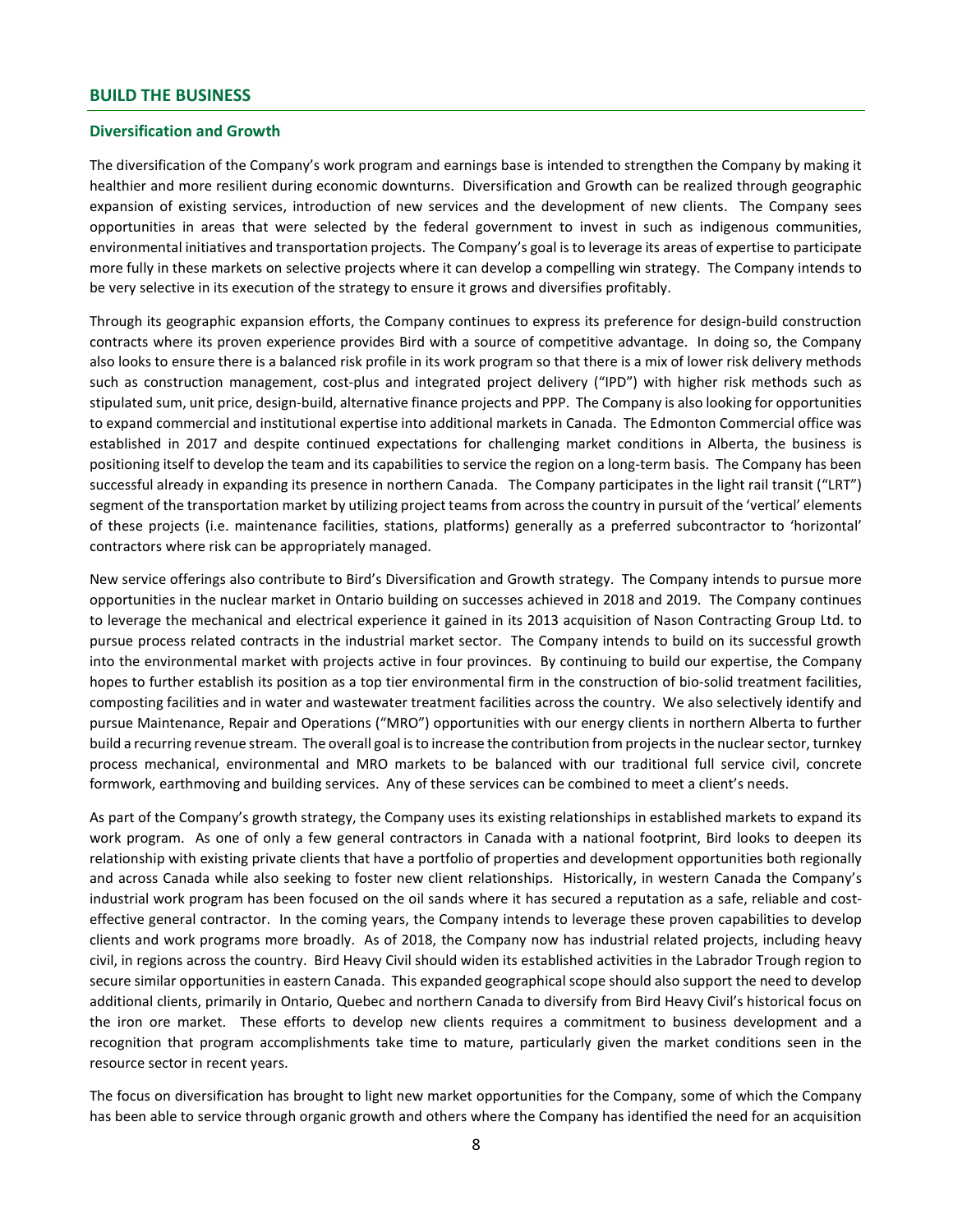## BUILD THE BUSINESS

### Diversification and Growth

The diversification of the Company's work program and earnings base is intended to strengthen the Company by making it healthier and more resilient during economic downturns. Diversification and Growth can be realized through geographic expansion of existing services, introduction of new services and the development of new clients. The Company sees opportunities in areas that were selected by the federal government to invest in such as indigenous communities, environmental initiatives and transportation projects. The Company's goal is to leverage its areas of expertise to participate more fully in these markets on selective projects where it can develop a compelling win strategy. The Company intends to be very selective in its execution of the strategy to ensure it grows and diversifies profitably.

Through its geographic expansion efforts, the Company continues to express its preference for design-build construction contracts where its proven experience provides Bird with a source of competitive advantage. In doing so, the Company also looks to ensure there is a balanced risk profile in its work program so that there is a mix of lower risk delivery methods such as construction management, cost-plus and integrated project delivery ("IPD") with higher risk methods such as stipulated sum, unit price, design-build, alternative finance projects and PPP. The Company is also looking for opportunities to expand commercial and institutional expertise into additional markets in Canada. The Edmonton Commercial office was established in 2017 and despite continued expectations for challenging market conditions in Alberta, the business is positioning itself to develop the team and its capabilities to service the region on a long-term basis. The Company has been successful already in expanding its presence in northern Canada. The Company participates in the light rail transit ("LRT") segment of the transportation market by utilizing project teams from across the country in pursuit of the 'vertical' elements of these projects (i.e. maintenance facilities, stations, platforms) generally as a preferred subcontractor to 'horizontal' contractors where risk can be appropriately managed.

New service offerings also contribute to Bird's Diversification and Growth strategy. The Company intends to pursue more opportunities in the nuclear market in Ontario building on successes achieved in 2018 and 2019. The Company continues to leverage the mechanical and electrical experience it gained in its 2013 acquisition of Nason Contracting Group Ltd. to pursue process related contracts in the industrial market sector. The Company intends to build on its successful growth into the environmental market with projects active in four provinces. By continuing to build our expertise, the Company hopes to further establish its position as a top tier environmental firm in the construction of bio-solid treatment facilities, composting facilities and in water and wastewater treatment facilities across the country. We also selectively identify and pursue Maintenance, Repair and Operations ("MRO") opportunities with our energy clients in northern Alberta to further build a recurring revenue stream. The overall goal is to increase the contribution from projects in the nuclear sector, turnkey process mechanical, environmental and MRO markets to be balanced with our traditional full service civil, concrete formwork, earthmoving and building services. Any of these services can be combined to meet a client's needs.

As part of the Company's growth strategy, the Company uses its existing relationships in established markets to expand its work program. As one of only a few general contractors in Canada with a national footprint, Bird looks to deepen its relationship with existing private clients that have a portfolio of properties and development opportunities both regionally and across Canada while also seeking to foster new client relationships. Historically, in western Canada the Company's industrial work program has been focused on the oil sands where it has secured a reputation as a safe, reliable and cost-effective general contractor. In the coming years, the Company intends to leverage these proven capabilities to develop clients and work programs more broadly. As of 2018, the Company now has industrial related projects, including heavy civil, in regions across the country. Bird Heavy Civil should widen its established activities in the Labrador Trough region to secure similar opportunities in eastern Canada. This expanded geographical scope should also support the need to develop additional clients, primarily in Ontario, Quebec and northern Canada to diversify from Bird Heavy Civil's historical focus on the iron ore market. These efforts to develop new clients requires a commitment to business development and a recognition that program accomplishments take time to mature, particularly given the market conditions seen in the resource sector in recent years.

The focus on diversification has brought to light new market opportunities for the Company, some of which the Company has been able to service through organic growth and others where the Company has identified the need for an acquisition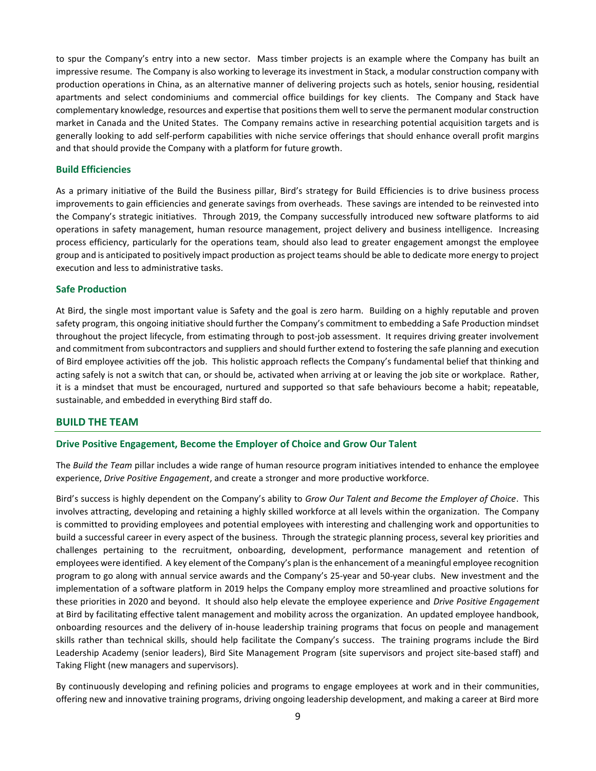to spur the Company's entry into a new sector. Mass timber projects is an example where the Company has built an impressive resume. The Company is also working to leverage its investment in Stack, a modular construction company with production operations in China, as an alternative manner of delivering projects such as hotels, senior housing, residential apartments and select condominiums and commercial office buildings for key clients. The Company and Stack have complementary knowledge, resources and expertise that positions them well to serve the permanent modular construction market in Canada and the United States. The Company remains active in researching potential acquisition targets and is generally looking to add self-perform capabilities with niche service offerings that should enhance overall profit margins and that should provide the Company with a platform for future growth.

### Build Efficiencies

As a primary initiative of the Build the Business pillar, Bird's strategy for Build Efficiencies is to drive business process improvements to gain efficiencies and generate savings from overheads. These savings are intended to be reinvested into the Company's strategic initiatives. Through 2019, the Company successfully introduced new software platforms to aid operations in safety management, human resource management, project delivery and business intelligence. Increasing process efficiency, particularly for the operations team, should also lead to greater engagement amongst the employee group and is anticipated to positively impact production as project teams should be able to dedicate more energy to project execution and less to administrative tasks.

### Safe Production

At Bird, the single most important value is Safety and the goal is zero harm. Building on a highly reputable and proven safety program, this ongoing initiative should further the Company's commitment to embedding a Safe Production mindset throughout the project lifecycle, from estimating through to post-job assessment. It requires driving greater involvement and commitment from subcontractors and suppliers and should further extend to fostering the safe planning and execution of Bird employee activities off the job. This holistic approach reflects the Company's fundamental belief that thinking and acting safely is not a switch that can, or should be, activated when arriving at or leaving the job site or workplace. Rather, it is a mindset that must be encouraged, nurtured and supported so that safe behaviours become a habit; repeatable, sustainable, and embedded in everything Bird staff do.

## BUILD THE TEAM

### Drive Positive Engagement, Become the Employer of Choice and Grow Our Talent

The *Build the Team* pillar includes a wide range of human resource program initiatives intended to enhance the employee experience, *Drive Positive Engagement*, and create a stronger and more productive workforce.

Bird's success is highly dependent on the Company's ability to *Grow Our Talent and Become the Employer of Choice*. This involves attracting, developing and retaining a highly skilled workforce at all levels within the organization. The Company is committed to providing employees and potential employees with interesting and challenging work and opportunities to build a successful career in every aspect of the business. Through the strategic planning process, several key priorities and challenges pertaining to the recruitment, onboarding, development, performance management and retention of employees were identified. A key element of the Company's plan is the enhancement of a meaningful employee recognition program to go along with annual service awards and the Company's 25-year and 50-year clubs. New investment and the implementation of a software platform in 2019 helps the Company employ more streamlined and proactive solutions for these priorities in 2020 and beyond. It should also help elevate the employee experience and *Drive Positive Engagement* at Bird by facilitating effective talent management and mobility across the organization. An updated employee handbook, onboarding resources and the delivery of in-house leadership training programs that focus on people and management skills rather than technical skills, should help facilitate the Company's success. The training programs include the Bird Leadership Academy (senior leaders), Bird Site Management Program (site supervisors and project site-based staff) and Taking Flight (new managers and supervisors).

By continuously developing and refining policies and programs to engage employees at work and in their communities, offering new and innovative training programs, driving ongoing leadership development, and making a career at Bird more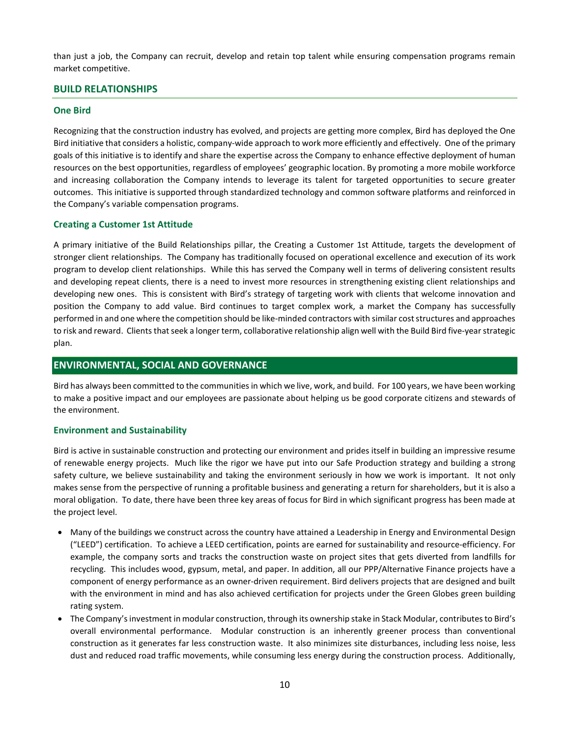than just a job, the Company can recruit, develop and retain top talent while ensuring compensation programs remain market competitive.

## BUILD RELATIONSHIPS

### One Bird

Recognizing that the construction industry has evolved, and projects are getting more complex, Bird has deployed the One Bird initiative that considers a holistic, company-wide approach to work more efficiently and effectively. One of the primary goals of this initiative is to identify and share the expertise across the Company to enhance effective deployment of human resources on the best opportunities, regardless of employees' geographic location. By promoting a more mobile workforce and increasing collaboration the Company intends to leverage its talent for targeted opportunities to secure greater outcomes. This initiative is supported through standardized technology and common software platforms and reinforced in the Company's variable compensation programs.

### Creating a Customer 1st Attitude

A primary initiative of the Build Relationships pillar, the Creating a Customer 1st Attitude, targets the development of stronger client relationships. The Company has traditionally focused on operational excellence and execution of its work program to develop client relationships. While this has served the Company well in terms of delivering consistent results and developing repeat clients, there is a need to invest more resources in strengthening existing client relationships and developing new ones. This is consistent with Bird's strategy of targeting work with clients that welcome innovation and position the Company to add value. Bird continues to target complex work, a market the Company has successfully performed in and one where the competition should be like-minded contractors with similar cost structures and approaches to risk and reward. Clients that seek a longer term, collaborative relationship align well with the Build Bird five-year strategic plan.

# ENVIRONMENTAL, SOCIAL AND GOVERNANCE

Bird has always been committed to the communities in which we live, work, and build. For 100 years, we have been working to make a positive impact and our employees are passionate about helping us be good corporate citizens and stewards of the environment.

### Environment and Sustainability

Bird is active in sustainable construction and protecting our environment and prides itself in building an impressive resume of renewable energy projects. Much like the rigor we have put into our Safe Production strategy and building a strong safety culture, we believe sustainability and taking the environment seriously in how we work is important. It not only makes sense from the perspective of running a profitable business and generating a return for shareholders, but it is also a moral obligation. To date, there have been three key areas of focus for Bird in which significant progress has been made at the project level.

- Many of the buildings we construct across the country have attained a Leadership in Energy and Environmental Design ("LEED") certification. To achieve a LEED certification, points are earned for sustainability and resource-efficiency. For example, the company sorts and tracks the construction waste on project sites that gets diverted from landfills for recycling. This includes wood, gypsum, metal, and paper. In addition, all our PPP/Alternative Finance projects have a component of energy performance as an owner-driven requirement. Bird delivers projects that are designed and built with the environment in mind and has also achieved certification for projects under the Green Globes green building rating system.
- The Company's investment in modular construction, through its ownership stake in Stack Modular, contributes to Bird's overall environmental performance. Modular construction is an inherently greener process than conventional construction as it generates far less construction waste. It also minimizes site disturbances, including less noise, less dust and reduced road traffic movements, while consuming less energy during the construction process. Additionally,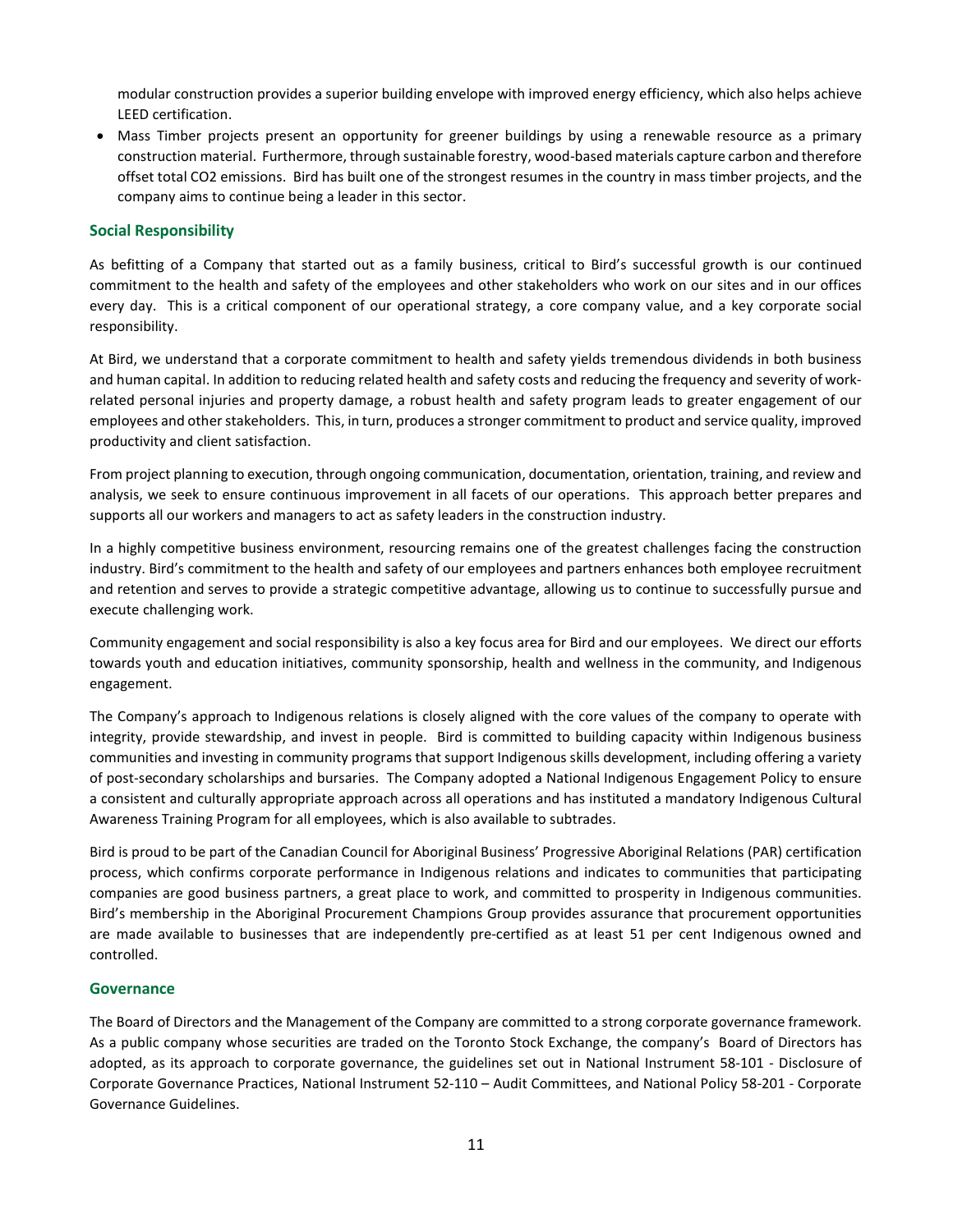modular construction provides a superior building envelope with improved energy efficiency, which also helps achieve LEED certification.

- Mass Timber projects present an opportunity for greener buildings by using a renewable resource as a primary construction material. Furthermore, through sustainable forestry, wood-based materials capture carbon and therefore offset total $CO_2$ emissions. Bird has built one of the strongest resumes in the country in mass timber projects, and the company aims to continue being a leader in this sector.

### Social Responsibility

As befitting of a Company that started out as a family business, critical to Bird's successful growth is our continued commitment to the health and safety of the employees and other stakeholders who work on our sites and in our offices every day. This is a critical component of our operational strategy, a core company value, and a key corporate social responsibility.

At Bird, we understand that a corporate commitment to health and safety yields tremendous dividends in both business and human capital. In addition to reducing related health and safety costs and reducing the frequency and severity of work-related personal injuries and property damage, a robust health and safety program leads to greater engagement of our employees and other stakeholders. This, in turn, produces a stronger commitment to product and service quality, improved productivity and client satisfaction.

From project planning to execution, through ongoing communication, documentation, orientation, training, and review and analysis, we seek to ensure continuous improvement in all facets of our operations. This approach better prepares and supports all our workers and managers to act as safety leaders in the construction industry.

In a highly competitive business environment, resourcing remains one of the greatest challenges facing the construction industry. Bird's commitment to the health and safety of our employees and partners enhances both employee recruitment and retention and serves to provide a strategic competitive advantage, allowing us to continue to successfully pursue and execute challenging work.

Community engagement and social responsibility is also a key focus area for Bird and our employees. We direct our efforts towards youth and education initiatives, community sponsorship, health and wellness in the community, and Indigenous engagement.

The Company's approach to Indigenous relations is closely aligned with the core values of the company to operate with integrity, provide stewardship, and invest in people. Bird is committed to building capacity within Indigenous business communities and investing in community programs that support Indigenous skills development, including offering a variety of post-secondary scholarships and bursaries. The Company adopted a National Indigenous Engagement Policy to ensure a consistent and culturally appropriate approach across all operations and has instituted a mandatory Indigenous Cultural Awareness Training Program for all employees, which is also available to subtrades.

Bird is proud to be part of the Canadian Council for Aboriginal Business' Progressive Aboriginal Relations (PAR) certification process, which confirms corporate performance in Indigenous relations and indicates to communities that participating companies are good business partners, a great place to work, and committed to prosperity in Indigenous communities. Bird's membership in the Aboriginal Procurement Champions Group provides assurance that procurement opportunities are made available to businesses that are independently pre-certified as at least 51 per cent Indigenous owned and controlled.

### Governance

The Board of Directors and the Management of the Company are committed to a strong corporate governance framework. As a public company whose securities are traded on the Toronto Stock Exchange, the company's Board of Directors has adopted, as its approach to corporate governance, the guidelines set out in National Instrument 58-101 - Disclosure of Corporate Governance Practices, National Instrument 52-110 – Audit Committees, and National Policy 58-201 - Corporate Governance Guidelines.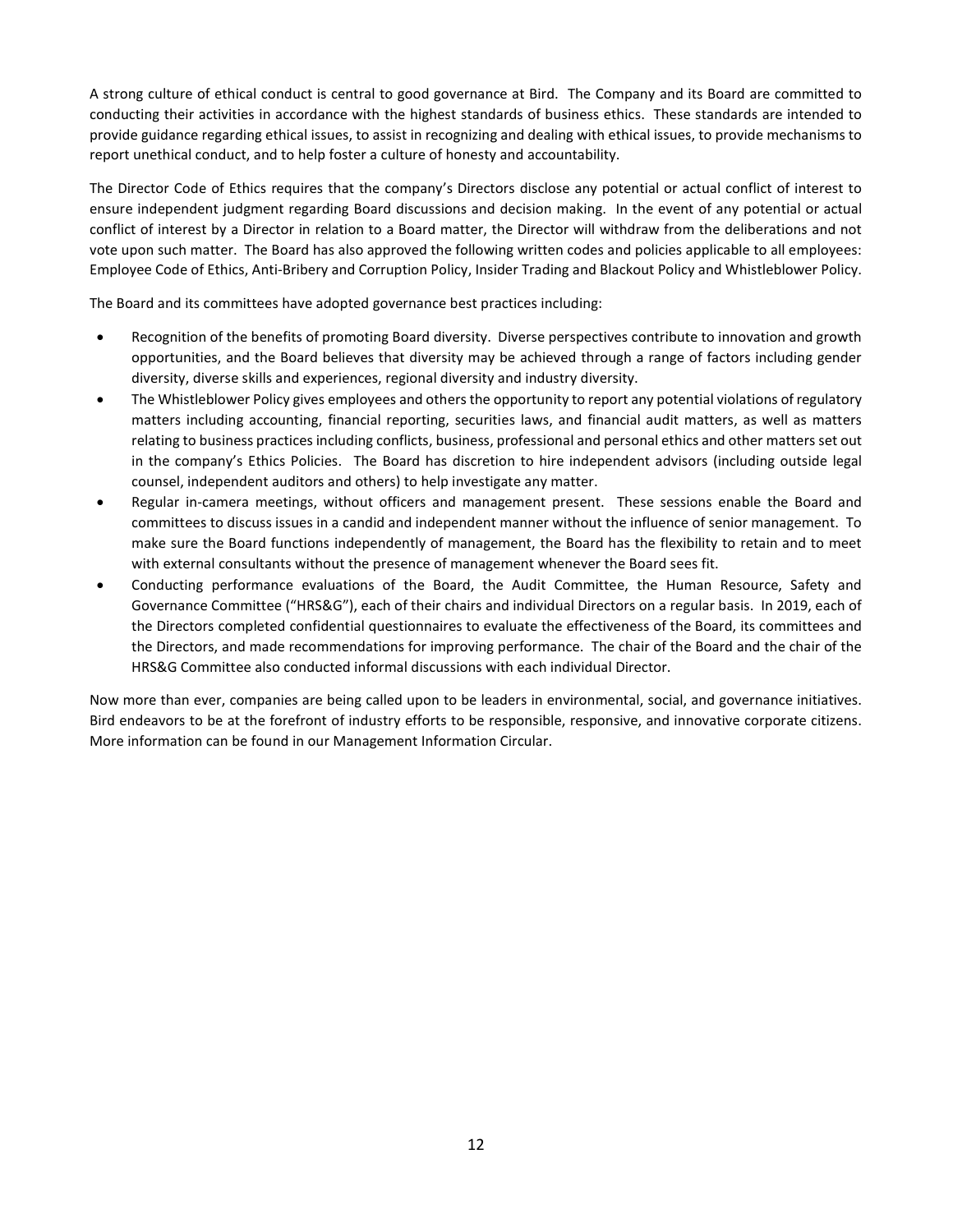A strong culture of ethical conduct is central to good governance at Bird. The Company and its Board are committed to conducting their activities in accordance with the highest standards of business ethics. These standards are intended to provide guidance regarding ethical issues, to assist in recognizing and dealing with ethical issues, to provide mechanisms to report unethical conduct, and to help foster a culture of honesty and accountability.

The Director Code of Ethics requires that the company's Directors disclose any potential or actual conflict of interest to ensure independent judgment regarding Board discussions and decision making. In the event of any potential or actual conflict of interest by a Director in relation to a Board matter, the Director will withdraw from the deliberations and not vote upon such matter. The Board has also approved the following written codes and policies applicable to all employees: Employee Code of Ethics, Anti-Bribery and Corruption Policy, Insider Trading and Blackout Policy and Whistleblower Policy.

The Board and its committees have adopted governance best practices including:

- Recognition of the benefits of promoting Board diversity. Diverse perspectives contribute to innovation and growth opportunities, and the Board believes that diversity may be achieved through a range of factors including gender diversity, diverse skills and experiences, regional diversity and industry diversity.
- The Whistleblower Policy gives employees and others the opportunity to report any potential violations of regulatory matters including accounting, financial reporting, securities laws, and financial audit matters, as well as matters relating to business practices including conflicts, business, professional and personal ethics and other matters set out in the company's Ethics Policies. The Board has discretion to hire independent advisors (including outside legal counsel, independent auditors and others) to help investigate any matter.
- Regular in-camera meetings, without officers and management present. These sessions enable the Board and committees to discuss issues in a candid and independent manner without the influence of senior management. To make sure the Board functions independently of management, the Board has the flexibility to retain and to meet with external consultants without the presence of management whenever the Board sees fit.
- Conducting performance evaluations of the Board, the Audit Committee, the Human Resource, Safety and Governance Committee ("HRS&G"), each of their chairs and individual Directors on a regular basis. In 2019, each of the Directors completed confidential questionnaires to evaluate the effectiveness of the Board, its committees and the Directors, and made recommendations for improving performance. The chair of the Board and the chair of the HRS&G Committee also conducted informal discussions with each individual Director.

Now more than ever, companies are being called upon to be leaders in environmental, social, and governance initiatives. Bird endeavors to be at the forefront of industry efforts to be responsible, responsive, and innovative corporate citizens. More information can be found in our Management Information Circular.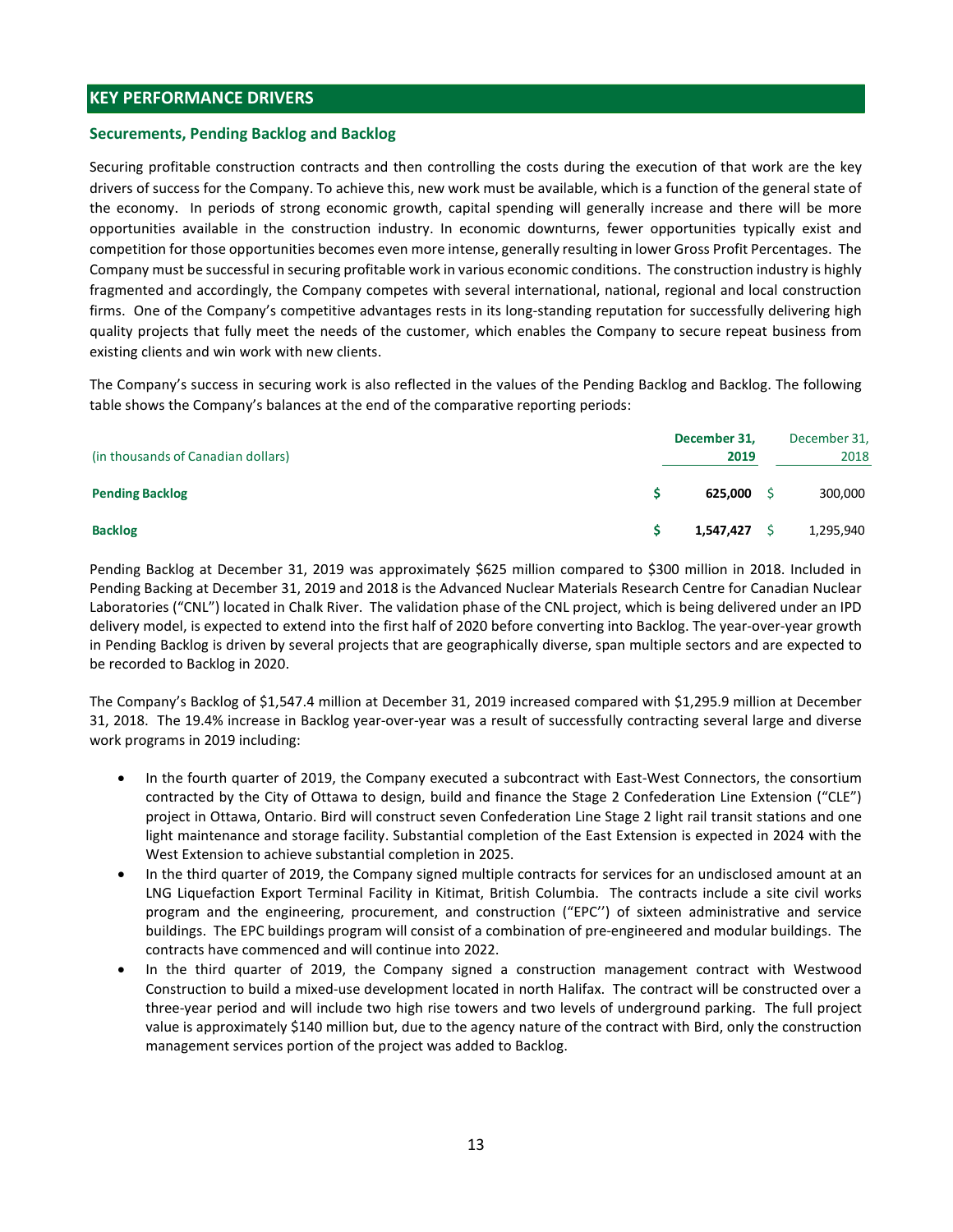## KEY PERFORMANCE DRIVERS

### Securements, Pending Backlog and Backlog

Securing profitable construction contracts and then controlling the costs during the execution of that work are the key drivers of success for the Company. To achieve this, new work must be available, which is a function of the general state of the economy. In periods of strong economic growth, capital spending will generally increase and there will be more opportunities available in the construction industry. In economic downturns, fewer opportunities typically exist and competition for those opportunities becomes even more intense, generally resulting in lower Gross Profit Percentages. The Company must be successful in securing profitable work in various economic conditions. The construction industry is highly fragmented and accordingly, the Company competes with several international, national, regional and local construction firms. One of the Company's competitive advantages rests in its long-standing reputation for successfully delivering high quality projects that fully meet the needs of the customer, which enables the Company to secure repeat business from existing clients and win work with new clients.

The Company's success in securing work is also reflected in the values of the Pending Backlog and Backlog. The following table shows the Company's balances at the end of the comparative reporting periods:

| (in thousands of Canadian dollars) | **December 31, 2019** | December 31, 2018 |
|---|---|---|
| **Pending Backlog** | **$ 625,000** | $ 300,000 |
| **Backlog** | **$ 1,547,427** | $ 1,295,940 |

Pending Backlog at December 31, 2019 was approximately $625 million compared to $300 million in 2018. Included in Pending Backing at December 31, 2019 and 2018 is the Advanced Nuclear Materials Research Centre for Canadian Nuclear Laboratories ("CNL") located in Chalk River. The validation phase of the CNL project, which is being delivered under an IPD delivery model, is expected to extend into the first half of 2020 before converting into Backlog. The year-over-year growth in Pending Backlog is driven by several projects that are geographically diverse, span multiple sectors and are expected to be recorded to Backlog in 2020.

The Company's Backlog of $1,547.4 million at December 31, 2019 increased compared with $1,295.9 million at December 31, 2018. The 19.4% increase in Backlog year-over-year was a result of successfully contracting several large and diverse work programs in 2019 including:

- In the fourth quarter of 2019, the Company executed a subcontract with East-West Connectors, the consortium contracted by the City of Ottawa to design, build and finance the Stage 2 Confederation Line Extension ("CLE") project in Ottawa, Ontario. Bird will construct seven Confederation Line Stage 2 light rail transit stations and one light maintenance and storage facility. Substantial completion of the East Extension is expected in 2024 with the West Extension to achieve substantial completion in 2025.
- In the third quarter of 2019, the Company signed multiple contracts for services for an undisclosed amount at an LNG Liquefaction Export Terminal Facility in Kitimat, British Columbia. The contracts include a site civil works program and the engineering, procurement, and construction ("EPC'') of sixteen administrative and service buildings. The EPC buildings program will consist of a combination of pre-engineered and modular buildings. The contracts have commenced and will continue into 2022.
- In the third quarter of 2019, the Company signed a construction management contract with Westwood Construction to build a mixed-use development located in north Halifax. The contract will be constructed over a three-year period and will include two high rise towers and two levels of underground parking. The full project value is approximately $140 million but, due to the agency nature of the contract with Bird, only the construction management services portion of the project was added to Backlog.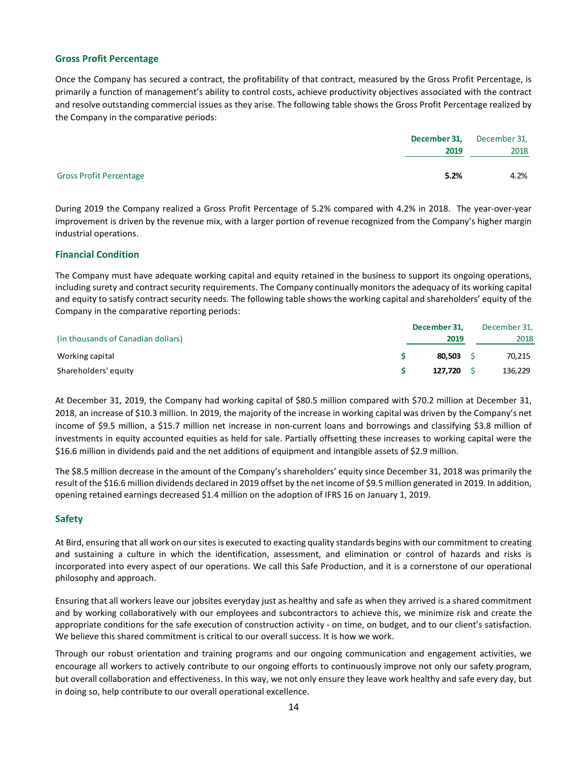## Gross Profit Percentage

Once the Company has secured a contract, the profitability of that contract, measured by the Gross Profit Percentage, is primarily a function of management's ability to control costs, achieve productivity objectives associated with the contract and resolve outstanding commercial issues as they arise. The following table shows the Gross Profit Percentage realized by the Company in the comparative periods:

| | **December 31, 2019** | December 31, 2018 |
|---|---|---|
| Gross Profit Percentage | **5.2%** | 4.2% |

During 2019 the Company realized a Gross Profit Percentage of 5.2% compared with 4.2% in 2018. The year-over-year improvement is driven by the revenue mix, with a larger portion of revenue recognized from the Company's higher margin industrial operations.

## Financial Condition

The Company must have adequate working capital and equity retained in the business to support its ongoing operations, including surety and contract security requirements. The Company continually monitors the adequacy of its working capital and equity to satisfy contract security needs. The following table shows the working capital and shareholders' equity of the Company in the comparative reporting periods:

| (in thousands of Canadian dollars) | **December 31, 2019** | December 31, 2018 |
|---|---|---|
| Working capital | **$ 80,503** | $ 70,215 |
| Shareholders' equity | **$ 127,720** | $ 136,229 |

At December 31, 2019, the Company had working capital of $80.5 million compared with $70.2 million at December 31, 2018, an increase of $10.3 million. In 2019, the majority of the increase in working capital was driven by the Company's net income of $9.5 million, a $15.7 million net increase in non-current loans and borrowings and classifying $3.8 million of investments in equity accounted equities as held for sale. Partially offsetting these increases to working capital were the $16.6 million in dividends paid and the net additions of equipment and intangible assets of $2.9 million.

The $8.5 million decrease in the amount of the Company's shareholders' equity since December 31, 2018 was primarily the result of the $16.6 million dividends declared in 2019 offset by the net income of $9.5 million generated in 2019. In addition, opening retained earnings decreased $1.4 million on the adoption of IFRS 16 on January 1, 2019.

## Safety

At Bird, ensuring that all work on our sites is executed to exacting quality standards begins with our commitment to creating and sustaining a culture in which the identification, assessment, and elimination or control of hazards and risks is incorporated into every aspect of our operations. We call this Safe Production, and it is a cornerstone of our operational philosophy and approach.

Ensuring that all workers leave our jobsites everyday just as healthy and safe as when they arrived is a shared commitment and by working collaboratively with our employees and subcontractors to achieve this, we minimize risk and create the appropriate conditions for the safe execution of construction activity - on time, on budget, and to our client's satisfaction. We believe this shared commitment is critical to our overall success. It is how we work.

Through our robust orientation and training programs and our ongoing communication and engagement activities, we encourage all workers to actively contribute to our ongoing efforts to continuously improve not only our safety program, but overall collaboration and effectiveness. In this way, we not only ensure they leave work healthy and safe every day, but in doing so, help contribute to our overall operational excellence.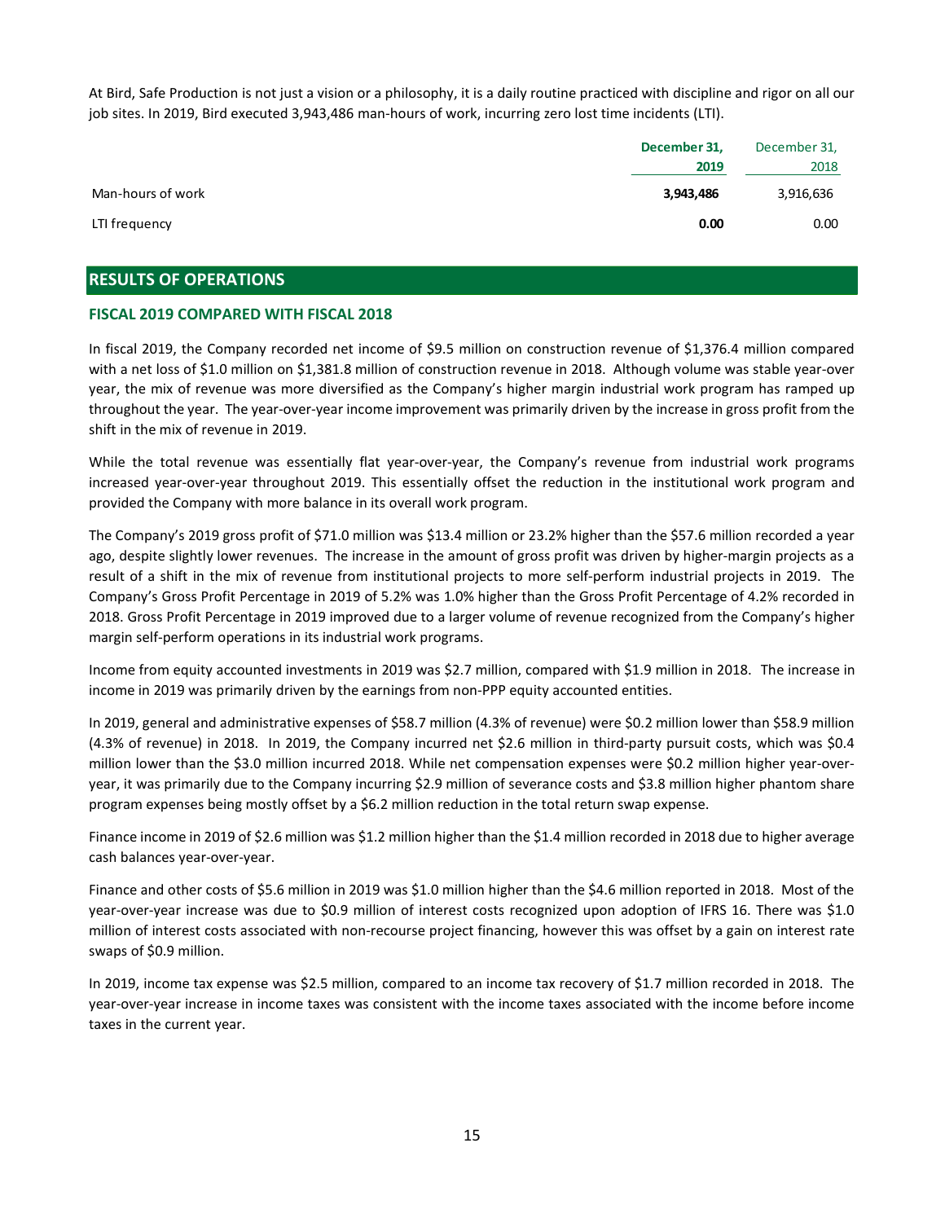At Bird, Safe Production is not just a vision or a philosophy, it is a daily routine practiced with discipline and rigor on all our job sites. In 2019, Bird executed 3,943,486 man-hours of work, incurring zero lost time incidents (LTI).

| | **December 31, 2019** | December 31, 2018 |
|---|---|---|
| Man-hours of work | **3,943,486** | 3,916,636 |
| LTI frequency | **0.00** | 0.00 |

## RESULTS OF OPERATIONS

### FISCAL 2019 COMPARED WITH FISCAL 2018

In fiscal 2019, the Company recorded net income of $9.5 million on construction revenue of $1,376.4 million compared with a net loss of $1.0 million on $1,381.8 million of construction revenue in 2018. Although volume was stable year-over year, the mix of revenue was more diversified as the Company's higher margin industrial work program has ramped up throughout the year. The year-over-year income improvement was primarily driven by the increase in gross profit from the shift in the mix of revenue in 2019.

While the total revenue was essentially flat year-over-year, the Company's revenue from industrial work programs increased year-over-year throughout 2019. This essentially offset the reduction in the institutional work program and provided the Company with more balance in its overall work program.

The Company's 2019 gross profit of $71.0 million was $13.4 million or 23.2% higher than the $57.6 million recorded a year ago, despite slightly lower revenues. The increase in the amount of gross profit was driven by higher-margin projects as a result of a shift in the mix of revenue from institutional projects to more self-perform industrial projects in 2019. The Company's Gross Profit Percentage in 2019 of 5.2% was 1.0% higher than the Gross Profit Percentage of 4.2% recorded in 2018. Gross Profit Percentage in 2019 improved due to a larger volume of revenue recognized from the Company's higher margin self-perform operations in its industrial work programs.

Income from equity accounted investments in 2019 was $2.7 million, compared with $1.9 million in 2018. The increase in income in 2019 was primarily driven by the earnings from non-PPP equity accounted entities.

In 2019, general and administrative expenses of $58.7 million (4.3% of revenue) were $0.2 million lower than $58.9 million (4.3% of revenue) in 2018. In 2019, the Company incurred net $2.6 million in third-party pursuit costs, which was $0.4 million lower than the $3.0 million incurred 2018. While net compensation expenses were $0.2 million higher year-over-year, it was primarily due to the Company incurring $2.9 million of severance costs and $3.8 million higher phantom share program expenses being mostly offset by a $6.2 million reduction in the total return swap expense.

Finance income in 2019 of $2.6 million was $1.2 million higher than the $1.4 million recorded in 2018 due to higher average cash balances year-over-year.

Finance and other costs of $5.6 million in 2019 was $1.0 million higher than the $4.6 million reported in 2018. Most of the year-over-year increase was due to $0.9 million of interest costs recognized upon adoption of IFRS 16. There was $1.0 million of interest costs associated with non-recourse project financing, however this was offset by a gain on interest rate swaps of $0.9 million.

In 2019, income tax expense was $2.5 million, compared to an income tax recovery of $1.7 million recorded in 2018. The year-over-year increase in income taxes was consistent with the income taxes associated with the income before income taxes in the current year.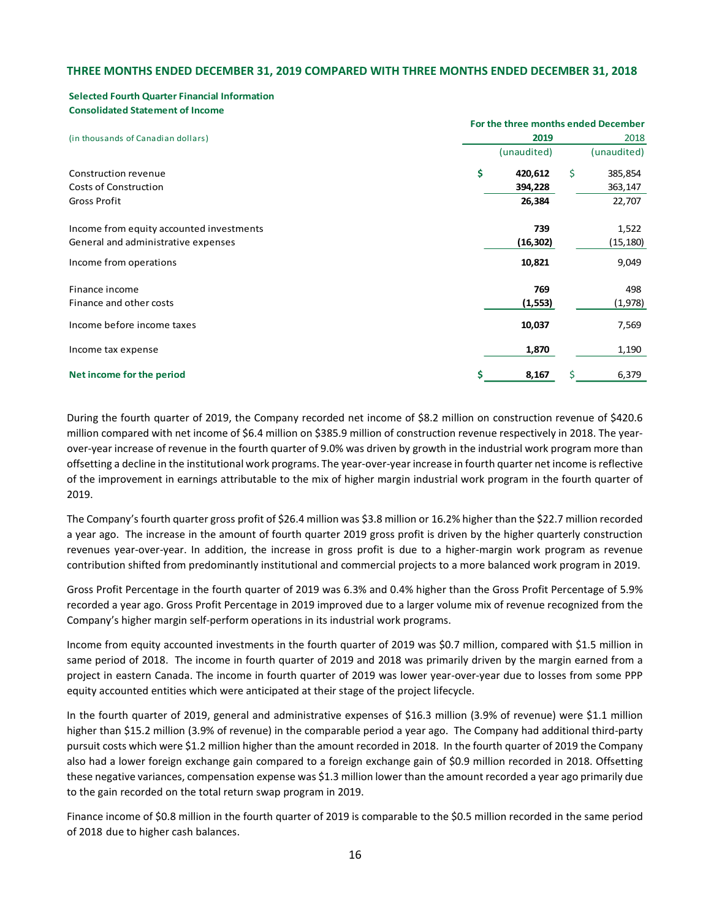## THREE MONTHS ENDED DECEMBER 31, 2019 COMPARED WITH THREE MONTHS ENDED DECEMBER 31, 2018

**Selected Fourth Quarter Financial Information**
**Consolidated Statement of Income**

| (in thousands of Canadian dollars) | For the three months ended December 2019 | 2018 |
|---|---|---|
| | (unaudited) | (unaudited) |
| Construction revenue | **$ 420,612** | $ 385,854 |
| Costs of Construction | **394,228** | 363,147 |
| Gross Profit | **26,384** | 22,707 |
| | | |
| Income from equity accounted investments | **739** | 1,522 |
| General and administrative expenses | **(16,302)** | (15,180) |
| Income from operations | **10,821** | 9,049 |
| | | |
| Finance income | **769** | 498 |
| Finance and other costs | **(1,553)** | (1,978) |
| Income before income taxes | **10,037** | 7,569 |
| | | |
| Income tax expense | **1,870** | 1,190 |
| **Net income for the period** | **$ 8,167** | $ 6,379 |

During the fourth quarter of 2019, the Company recorded net income of $8.2 million on construction revenue of $420.6 million compared with net income of $6.4 million on $385.9 million of construction revenue respectively in 2018. The year-over-year increase of revenue in the fourth quarter of 9.0% was driven by growth in the industrial work program more than offsetting a decline in the institutional work programs. The year-over-year increase in fourth quarter net income is reflective of the improvement in earnings attributable to the mix of higher margin industrial work program in the fourth quarter of 2019.

The Company's fourth quarter gross profit of $26.4 million was $3.8 million or 16.2% higher than the $22.7 million recorded a year ago. The increase in the amount of fourth quarter 2019 gross profit is driven by the higher quarterly construction revenues year-over-year. In addition, the increase in gross profit is due to a higher-margin work program as revenue contribution shifted from predominantly institutional and commercial projects to a more balanced work program in 2019.

Gross Profit Percentage in the fourth quarter of 2019 was 6.3% and 0.4% higher than the Gross Profit Percentage of 5.9% recorded a year ago. Gross Profit Percentage in 2019 improved due to a larger volume mix of revenue recognized from the Company's higher margin self-perform operations in its industrial work programs.

Income from equity accounted investments in the fourth quarter of 2019 was $0.7 million, compared with $1.5 million in same period of 2018. The income in fourth quarter of 2019 and 2018 was primarily driven by the margin earned from a project in eastern Canada. The income in fourth quarter of 2019 was lower year-over-year due to losses from some PPP equity accounted entities which were anticipated at their stage of the project lifecycle.

In the fourth quarter of 2019, general and administrative expenses of $16.3 million (3.9% of revenue) were $1.1 million higher than $15.2 million (3.9% of revenue) in the comparable period a year ago. The Company had additional third-party pursuit costs which were $1.2 million higher than the amount recorded in 2018. In the fourth quarter of 2019 the Company also had a lower foreign exchange gain compared to a foreign exchange gain of $0.9 million recorded in 2018. Offsetting these negative variances, compensation expense was $1.3 million lower than the amount recorded a year ago primarily due to the gain recorded on the total return swap program in 2019.

Finance income of $0.8 million in the fourth quarter of 2019 is comparable to the $0.5 million recorded in the same period of 2018 due to higher cash balances.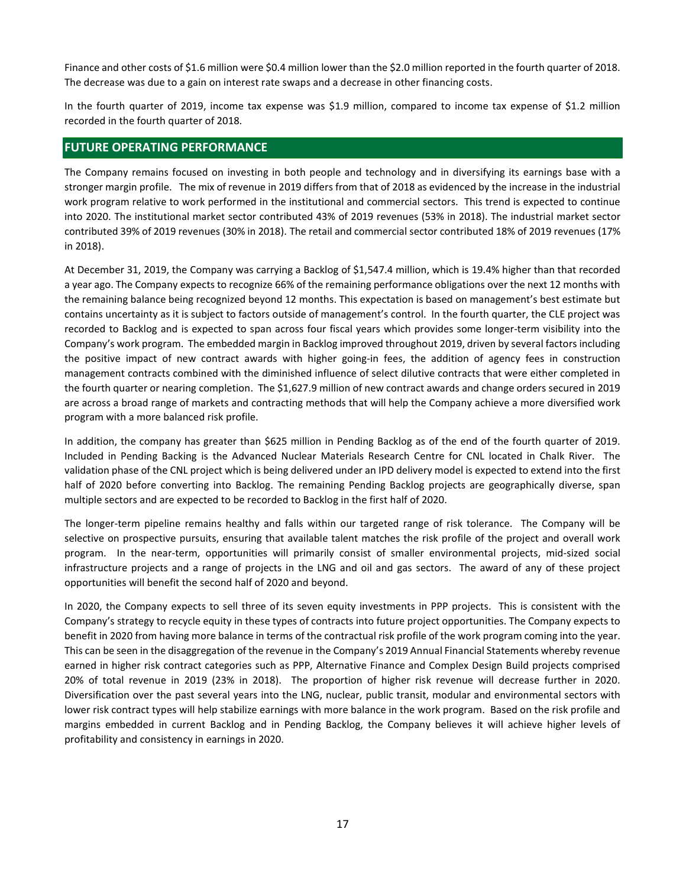Finance and other costs of $1.6 million were $0.4 million lower than the $2.0 million reported in the fourth quarter of 2018. The decrease was due to a gain on interest rate swaps and a decrease in other financing costs.

In the fourth quarter of 2019, income tax expense was $1.9 million, compared to income tax expense of $1.2 million recorded in the fourth quarter of 2018.

## FUTURE OPERATING PERFORMANCE

The Company remains focused on investing in both people and technology and in diversifying its earnings base with a stronger margin profile. The mix of revenue in 2019 differs from that of 2018 as evidenced by the increase in the industrial work program relative to work performed in the institutional and commercial sectors. This trend is expected to continue into 2020. The institutional market sector contributed 43% of 2019 revenues (53% in 2018). The industrial market sector contributed 39% of 2019 revenues (30% in 2018). The retail and commercial sector contributed 18% of 2019 revenues (17% in 2018).

At December 31, 2019, the Company was carrying a Backlog of $1,547.4 million, which is 19.4% higher than that recorded a year ago. The Company expects to recognize 66% of the remaining performance obligations over the next 12 months with the remaining balance being recognized beyond 12 months. This expectation is based on management's best estimate but contains uncertainty as it is subject to factors outside of management's control. In the fourth quarter, the CLE project was recorded to Backlog and is expected to span across four fiscal years which provides some longer-term visibility into the Company's work program. The embedded margin in Backlog improved throughout 2019, driven by several factors including the positive impact of new contract awards with higher going-in fees, the addition of agency fees in construction management contracts combined with the diminished influence of select dilutive contracts that were either completed in the fourth quarter or nearing completion. The $1,627.9 million of new contract awards and change orders secured in 2019 are across a broad range of markets and contracting methods that will help the Company achieve a more diversified work program with a more balanced risk profile.

In addition, the company has greater than $625 million in Pending Backlog as of the end of the fourth quarter of 2019. Included in Pending Backing is the Advanced Nuclear Materials Research Centre for CNL located in Chalk River. The validation phase of the CNL project which is being delivered under an IPD delivery model is expected to extend into the first half of 2020 before converting into Backlog. The remaining Pending Backlog projects are geographically diverse, span multiple sectors and are expected to be recorded to Backlog in the first half of 2020.

The longer-term pipeline remains healthy and falls within our targeted range of risk tolerance. The Company will be selective on prospective pursuits, ensuring that available talent matches the risk profile of the project and overall work program. In the near-term, opportunities will primarily consist of smaller environmental projects, mid-sized social infrastructure projects and a range of projects in the LNG and oil and gas sectors. The award of any of these project opportunities will benefit the second half of 2020 and beyond.

In 2020, the Company expects to sell three of its seven equity investments in PPP projects. This is consistent with the Company's strategy to recycle equity in these types of contracts into future project opportunities. The Company expects to benefit in 2020 from having more balance in terms of the contractual risk profile of the work program coming into the year. This can be seen in the disaggregation of the revenue in the Company's 2019 Annual Financial Statements whereby revenue earned in higher risk contract categories such as PPP, Alternative Finance and Complex Design Build projects comprised 20% of total revenue in 2019 (23% in 2018). The proportion of higher risk revenue will decrease further in 2020. Diversification over the past several years into the LNG, nuclear, public transit, modular and environmental sectors with lower risk contract types will help stabilize earnings with more balance in the work program. Based on the risk profile and margins embedded in current Backlog and in Pending Backlog, the Company believes it will achieve higher levels of profitability and consistency in earnings in 2020.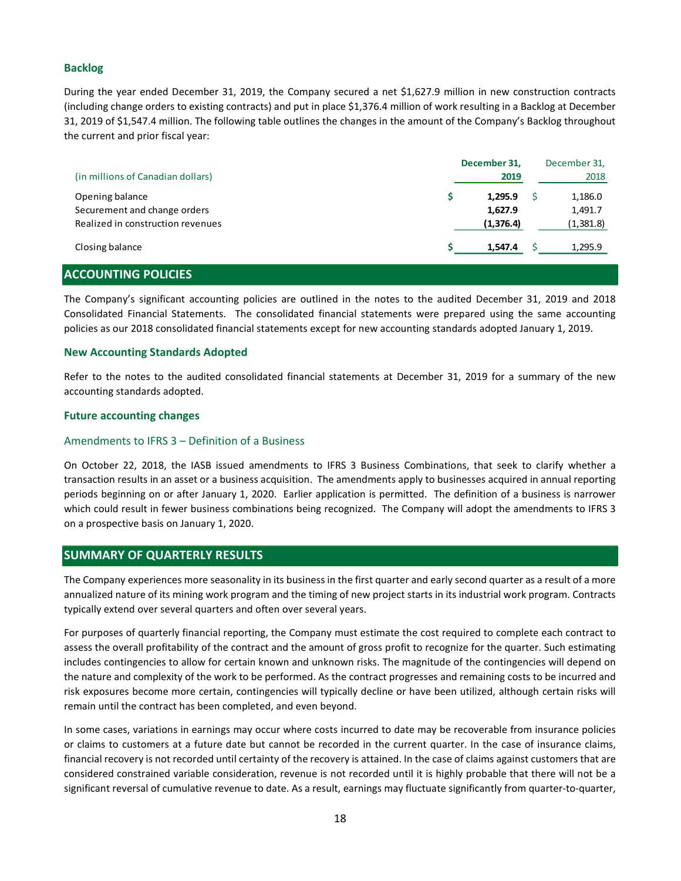### Backlog

During the year ended December 31, 2019, the Company secured a net $1,627.9 million in new construction contracts (including change orders to existing contracts) and put in place $1,376.4 million of work resulting in a Backlog at December 31, 2019 of $1,547.4 million. The following table outlines the changes in the amount of the Company's Backlog throughout the current and prior fiscal year:

| (in millions of Canadian dollars) | December 31, 2019 | December 31, 2018 |
|---|---|---|
| Opening balance | **$ 1,295.9** | $ 1,186.0 |
| Securement and change orders | **1,627.9** | 1,491.7 |
| Realized in construction revenues | **(1,376.4)** | (1,381.8) |
| Closing balance | **$ 1,547.4** | $ 1,295.9 |

## ACCOUNTING POLICIES

The Company's significant accounting policies are outlined in the notes to the audited December 31, 2019 and 2018 Consolidated Financial Statements. The consolidated financial statements were prepared using the same accounting policies as our 2018 consolidated financial statements except for new accounting standards adopted January 1, 2019.

### New Accounting Standards Adopted

Refer to the notes to the audited consolidated financial statements at December 31, 2019 for a summary of the new accounting standards adopted.

### Future accounting changes

#### Amendments to IFRS 3 – Definition of a Business

On October 22, 2018, the IASB issued amendments to IFRS 3 Business Combinations, that seek to clarify whether a transaction results in an asset or a business acquisition. The amendments apply to businesses acquired in annual reporting periods beginning on or after January 1, 2020. Earlier application is permitted. The definition of a business is narrower which could result in fewer business combinations being recognized. The Company will adopt the amendments to IFRS 3 on a prospective basis on January 1, 2020.

## SUMMARY OF QUARTERLY RESULTS

The Company experiences more seasonality in its business in the first quarter and early second quarter as a result of a more annualized nature of its mining work program and the timing of new project starts in its industrial work program. Contracts typically extend over several quarters and often over several years.

For purposes of quarterly financial reporting, the Company must estimate the cost required to complete each contract to assess the overall profitability of the contract and the amount of gross profit to recognize for the quarter. Such estimating includes contingencies to allow for certain known and unknown risks. The magnitude of the contingencies will depend on the nature and complexity of the work to be performed. As the contract progresses and remaining costs to be incurred and risk exposures become more certain, contingencies will typically decline or have been utilized, although certain risks will remain until the contract has been completed, and even beyond.

In some cases, variations in earnings may occur where costs incurred to date may be recoverable from insurance policies or claims to customers at a future date but cannot be recorded in the current quarter. In the case of insurance claims, financial recovery is not recorded until certainty of the recovery is attained. In the case of claims against customers that are considered constrained variable consideration, revenue is not recorded until it is highly probable that there will not be a significant reversal of cumulative revenue to date. As a result, earnings may fluctuate significantly from quarter-to-quarter,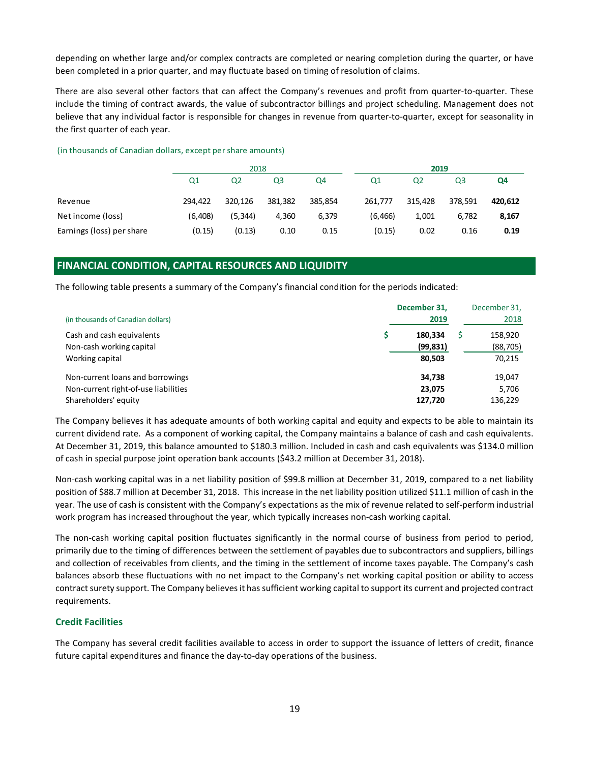depending on whether large and/or complex contracts are completed or nearing completion during the quarter, or have been completed in a prior quarter, and may fluctuate based on timing of resolution of claims.

There are also several other factors that can affect the Company's revenues and profit from quarter-to-quarter. These include the timing of contract awards, the value of subcontractor billings and project scheduling. Management does not believe that any individual factor is responsible for changes in revenue from quarter-to-quarter, except for seasonality in the first quarter of each year.

(in thousands of Canadian dollars, except per share amounts)

| | 2018 | | | | **2019** | | | |
|---|---|---|---|---|---|---|---|---|
| | Q1 | Q2 | Q3 | Q4 | Q1 | Q2 | Q3 | **Q4** |
| Revenue | 294,422 | 320,126 | 381,382 | 385,854 | 261,777 | 315,428 | 378,591 | **420,612** |
| Net income (loss) | (6,408) | (5,344) | 4,360 | 6,379 | (6,466) | 1,001 | 6,782 | **8,167** |
| Earnings (loss) per share | (0.15) | (0.13) | 0.10 | 0.15 | (0.15) | 0.02 | 0.16 | **0.19** |

## FINANCIAL CONDITION, CAPITAL RESOURCES AND LIQUIDITY

The following table presents a summary of the Company's financial condition for the periods indicated:

| (in thousands of Canadian dollars) | **December 31, 2019** | December 31, 2018 |
|---|---|---|
| Cash and cash equivalents | **$ 180,334** | $ 158,920 |
| Non-cash working capital | **(99,831)** | (88,705) |
| Working capital | **80,503** | 70,215 |
| Non-current loans and borrowings | **34,738** | 19,047 |
| Non-current right-of-use liabilities | **23,075** | 5,706 |
| Shareholders' equity | **127,720** | 136,229 |

The Company believes it has adequate amounts of both working capital and equity and expects to be able to maintain its current dividend rate. As a component of working capital, the Company maintains a balance of cash and cash equivalents. At December 31, 2019, this balance amounted to $180.3 million. Included in cash and cash equivalents was $134.0 million of cash in special purpose joint operation bank accounts ($43.2 million at December 31, 2018).

Non-cash working capital was in a net liability position of $99.8 million at December 31, 2019, compared to a net liability position of $88.7 million at December 31, 2018. This increase in the net liability position utilized $11.1 million of cash in the year. The use of cash is consistent with the Company's expectations as the mix of revenue related to self-perform industrial work program has increased throughout the year, which typically increases non-cash working capital.

The non-cash working capital position fluctuates significantly in the normal course of business from period to period, primarily due to the timing of differences between the settlement of payables due to subcontractors and suppliers, billings and collection of receivables from clients, and the timing in the settlement of income taxes payable. The Company's cash balances absorb these fluctuations with no net impact to the Company's net working capital position or ability to access contract surety support. The Company believes it has sufficient working capital to support its current and projected contract requirements.

### Credit Facilities

The Company has several credit facilities available to access in order to support the issuance of letters of credit, finance future capital expenditures and finance the day-to-day operations of the business.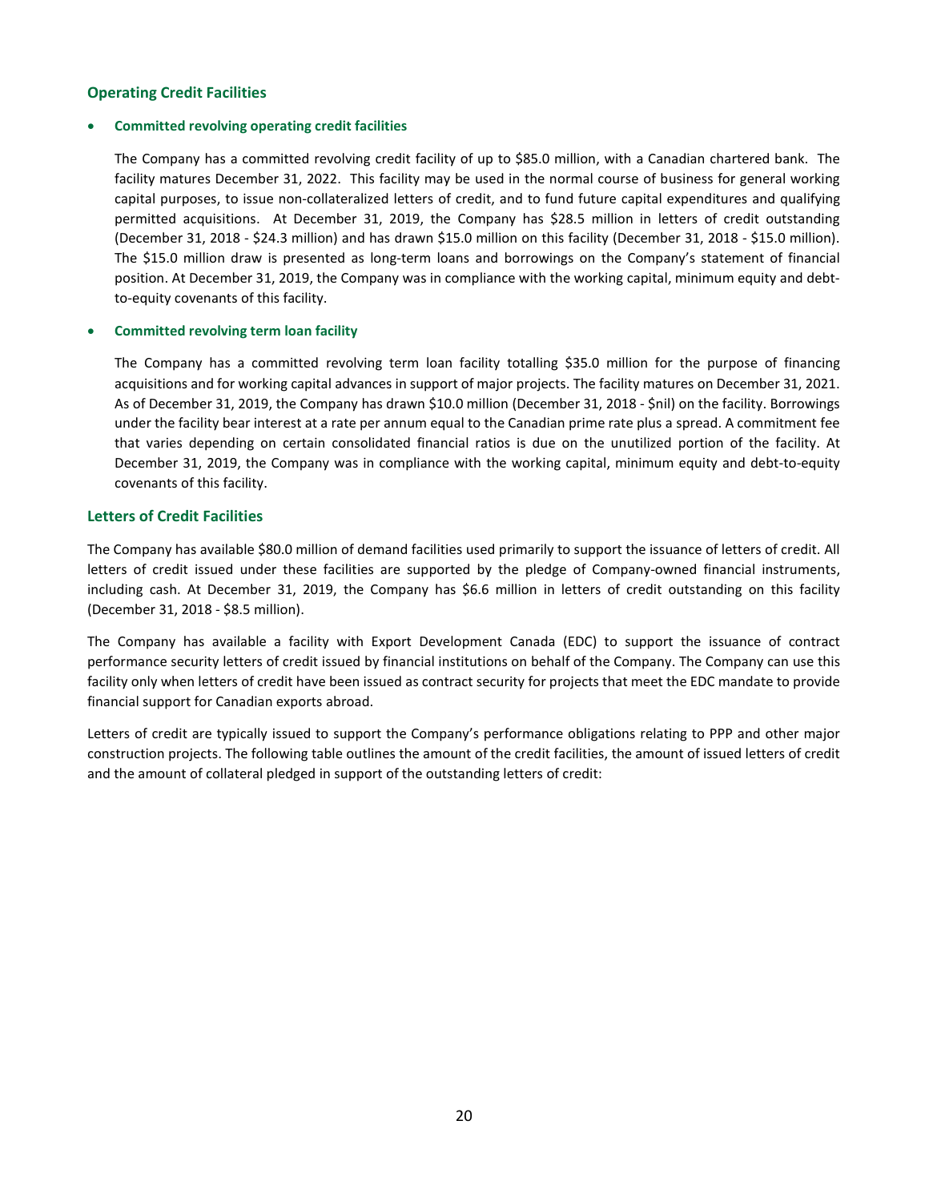## Operating Credit Facilities

- **Committed revolving operating credit facilities**

  The Company has a committed revolving credit facility of up to $85.0 million, with a Canadian chartered bank. The facility matures December 31, 2022. This facility may be used in the normal course of business for general working capital purposes, to issue non-collateralized letters of credit, and to fund future capital expenditures and qualifying permitted acquisitions. At December 31, 2019, the Company has $28.5 million in letters of credit outstanding (December 31, 2018 - $24.3 million) and has drawn $15.0 million on this facility (December 31, 2018 - $15.0 million). The $15.0 million draw is presented as long-term loans and borrowings on the Company's statement of financial position. At December 31, 2019, the Company was in compliance with the working capital, minimum equity and debt-to-equity covenants of this facility.

- **Committed revolving term loan facility**

  The Company has a committed revolving term loan facility totalling $35.0 million for the purpose of financing acquisitions and for working capital advances in support of major projects. The facility matures on December 31, 2021. As of December 31, 2019, the Company has drawn $10.0 million (December 31, 2018 - $nil) on the facility. Borrowings under the facility bear interest at a rate per annum equal to the Canadian prime rate plus a spread. A commitment fee that varies depending on certain consolidated financial ratios is due on the unutilized portion of the facility. At December 31, 2019, the Company was in compliance with the working capital, minimum equity and debt-to-equity covenants of this facility.

## Letters of Credit Facilities

The Company has available $80.0 million of demand facilities used primarily to support the issuance of letters of credit. All letters of credit issued under these facilities are supported by the pledge of Company-owned financial instruments, including cash. At December 31, 2019, the Company has $6.6 million in letters of credit outstanding on this facility (December 31, 2018 - $8.5 million).

The Company has available a facility with Export Development Canada (EDC) to support the issuance of contract performance security letters of credit issued by financial institutions on behalf of the Company. The Company can use this facility only when letters of credit have been issued as contract security for projects that meet the EDC mandate to provide financial support for Canadian exports abroad.

Letters of credit are typically issued to support the Company's performance obligations relating to PPP and other major construction projects. The following table outlines the amount of the credit facilities, the amount of issued letters of credit and the amount of collateral pledged in support of the outstanding letters of credit: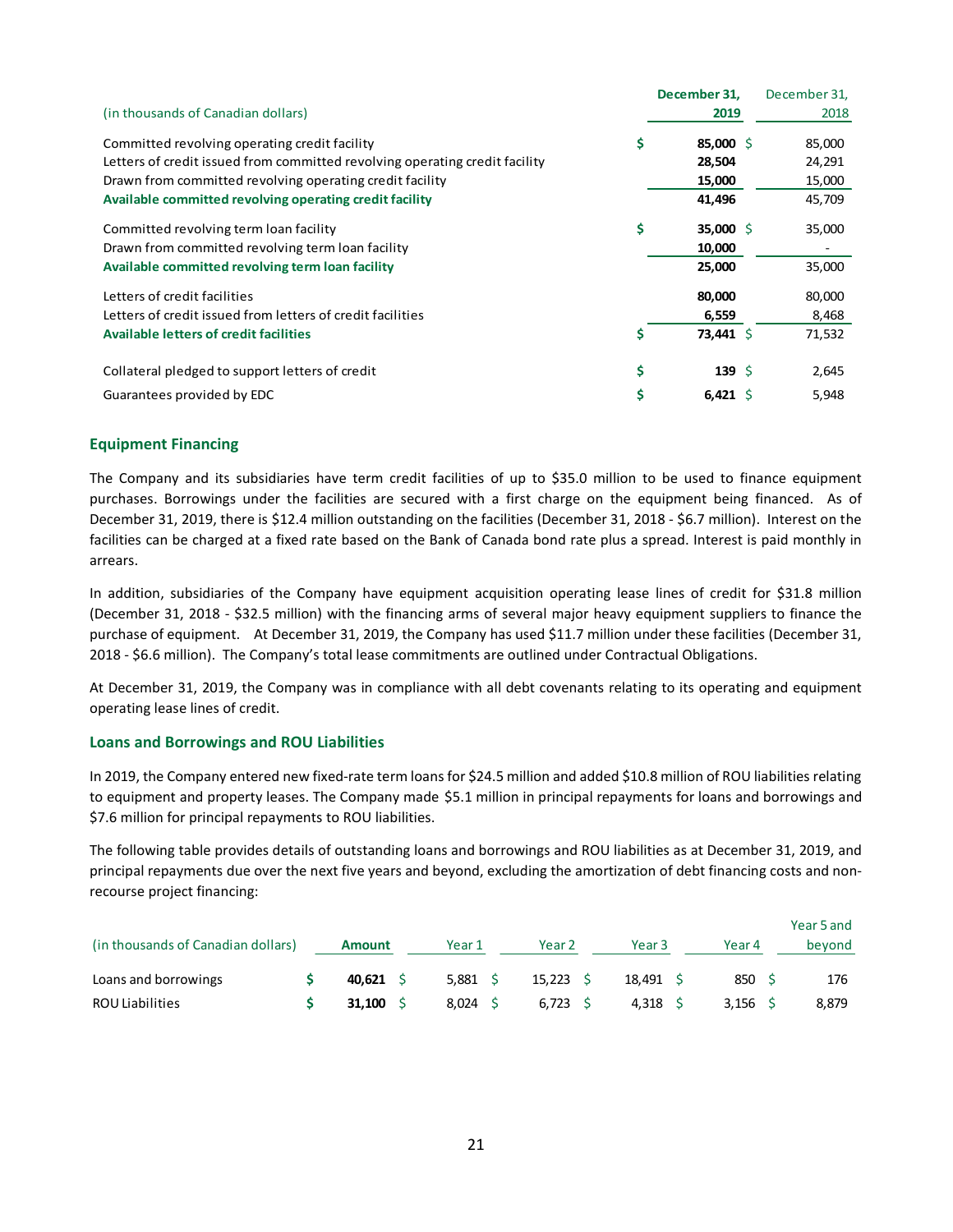| (in thousands of Canadian dollars) | December 31, 2019 | December 31, 2018 |
|---|---|---|
| Committed revolving operating credit facility | $ 85,000 | $ 85,000 |
| Letters of credit issued from committed revolving operating credit facility | 28,504 | 24,291 |
| Drawn from committed revolving operating credit facility | 15,000 | 15,000 |
| **Available committed revolving operating credit facility** | 41,496 | 45,709 |
| Committed revolving term loan facility | $ 35,000 | $ 35,000 |
| Drawn from committed revolving term loan facility | 10,000 | - |
| **Available committed revolving term loan facility** | 25,000 | 35,000 |
| Letters of credit facilities | 80,000 | 80,000 |
| Letters of credit issued from letters of credit facilities | 6,559 | 8,468 |
| **Available letters of credit facilities** | $ 73,441 | $ 71,532 |
| Collateral pledged to support letters of credit | $ 139 | $ 2,645 |
| Guarantees provided by EDC | $ 6,421 | $ 5,948 |

## Equipment Financing

The Company and its subsidiaries have term credit facilities of up to $35.0 million to be used to finance equipment purchases. Borrowings under the facilities are secured with a first charge on the equipment being financed. As of December 31, 2019, there is $12.4 million outstanding on the facilities (December 31, 2018 - $6.7 million). Interest on the facilities can be charged at a fixed rate based on the Bank of Canada bond rate plus a spread. Interest is paid monthly in arrears.

In addition, subsidiaries of the Company have equipment acquisition operating lease lines of credit for $31.8 million (December 31, 2018 - $32.5 million) with the financing arms of several major heavy equipment suppliers to finance the purchase of equipment. At December 31, 2019, the Company has used $11.7 million under these facilities (December 31, 2018 - $6.6 million). The Company's total lease commitments are outlined under Contractual Obligations.

At December 31, 2019, the Company was in compliance with all debt covenants relating to its operating and equipment operating lease lines of credit.

## Loans and Borrowings and ROU Liabilities

In 2019, the Company entered new fixed-rate term loans for $24.5 million and added $10.8 million of ROU liabilities relating to equipment and property leases. The Company made $5.1 million in principal repayments for loans and borrowings and $7.6 million for principal repayments to ROU liabilities.

The following table provides details of outstanding loans and borrowings and ROU liabilities as at December 31, 2019, and principal repayments due over the next five years and beyond, excluding the amortization of debt financing costs and non-recourse project financing:

| (in thousands of Canadian dollars) | Amount | Year 1 | Year 2 | Year 3 | Year 4 | Year 5 and beyond |
|---|---|---|---|---|---|---|
| Loans and borrowings | $ 40,621 | $ 5,881 | $ 15,223 | $ 18,491 | $ 850 | $ 176 |
| ROU Liabilities | $ 31,100 | $ 8,024 | $ 6,723 | $ 4,318 | $ 3,156 | $ 8,879 |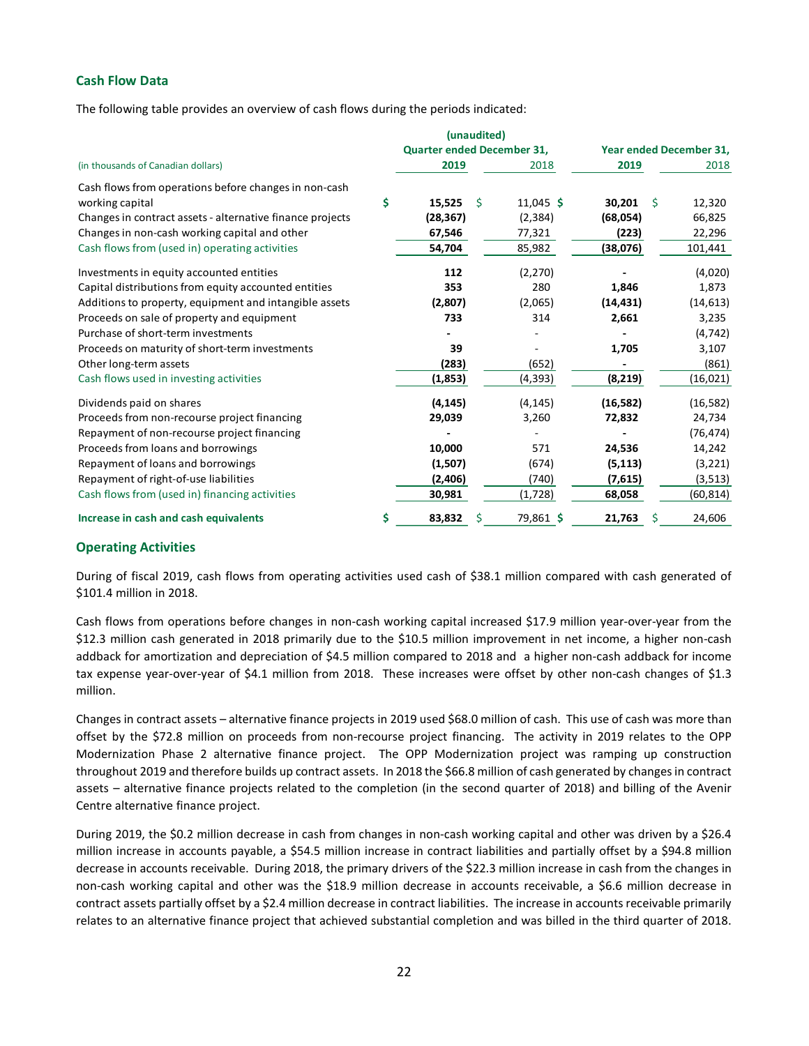## Cash Flow Data

The following table provides an overview of cash flows during the periods indicated:

| (in thousands of Canadian dollars) | (unaudited) Quarter ended December 31, 2019 | 2018 | Year ended December 31, 2019 | 2018 |
|---|---|---|---|---|
| Cash flows from operations before changes in non-cash working capital | $ 15,525 | $ 11,045 | $ 30,201 | $ 12,320 |
| Changes in contract assets - alternative finance projects | (28,367) | (2,384) | (68,054) | 66,825 |
| Changes in non-cash working capital and other | 67,546 | 77,321 | (223) | 22,296 |
| Cash flows from (used in) operating activities | 54,704 | 85,982 | (38,076) | 101,441 |
| Investments in equity accounted entities | 112 | (2,270) | - | (4,020) |
| Capital distributions from equity accounted entities | 353 | 280 | 1,846 | 1,873 |
| Additions to property, equipment and intangible assets | (2,807) | (2,065) | (14,431) | (14,613) |
| Proceeds on sale of property and equipment | 733 | 314 | 2,661 | 3,235 |
| Purchase of short-term investments | - | - | - | (4,742) |
| Proceeds on maturity of short-term investments | 39 | - | 1,705 | 3,107 |
| Other long-term assets | (283) | (652) | - | (861) |
| Cash flows used in investing activities | (1,853) | (4,393) | (8,219) | (16,021) |
| Dividends paid on shares | (4,145) | (4,145) | (16,582) | (16,582) |
| Proceeds from non-recourse project financing | 29,039 | 3,260 | 72,832 | 24,734 |
| Repayment of non-recourse project financing | - | - | - | (76,474) |
| Proceeds from loans and borrowings | 10,000 | 571 | 24,536 | 14,242 |
| Repayment of loans and borrowings | (1,507) | (674) | (5,113) | (3,221) |
| Repayment of right-of-use liabilities | (2,406) | (740) | (7,615) | (3,513) |
| Cash flows from (used in) financing activities | 30,981 | (1,728) | 68,058 | (60,814) |
| **Increase in cash and cash equivalents** | $ 83,832 | $ 79,861 | $ 21,763 | $ 24,606 |

## Operating Activities

During of fiscal 2019, cash flows from operating activities used cash of $38.1 million compared with cash generated of $101.4 million in 2018.

Cash flows from operations before changes in non-cash working capital increased $17.9 million year-over-year from the $12.3 million cash generated in 2018 primarily due to the $10.5 million improvement in net income, a higher non-cash addback for amortization and depreciation of $4.5 million compared to 2018 and a higher non-cash addback for income tax expense year-over-year of $4.1 million from 2018. These increases were offset by other non-cash changes of $1.3 million.

Changes in contract assets – alternative finance projects in 2019 used $68.0 million of cash. This use of cash was more than offset by the $72.8 million on proceeds from non-recourse project financing. The activity in 2019 relates to the OPP Modernization Phase 2 alternative finance project. The OPP Modernization project was ramping up construction throughout 2019 and therefore builds up contract assets. In 2018 the $66.8 million of cash generated by changes in contract assets – alternative finance projects related to the completion (in the second quarter of 2018) and billing of the Avenir Centre alternative finance project.

During 2019, the $0.2 million decrease in cash from changes in non-cash working capital and other was driven by a $26.4 million increase in accounts payable, a $54.5 million increase in contract liabilities and partially offset by a $94.8 million decrease in accounts receivable. During 2018, the primary drivers of the $22.3 million increase in cash from the changes in non-cash working capital and other was the $18.9 million decrease in accounts receivable, a $6.6 million decrease in contract assets partially offset by a $2.4 million decrease in contract liabilities. The increase in accounts receivable primarily relates to an alternative finance project that achieved substantial completion and was billed in the third quarter of 2018.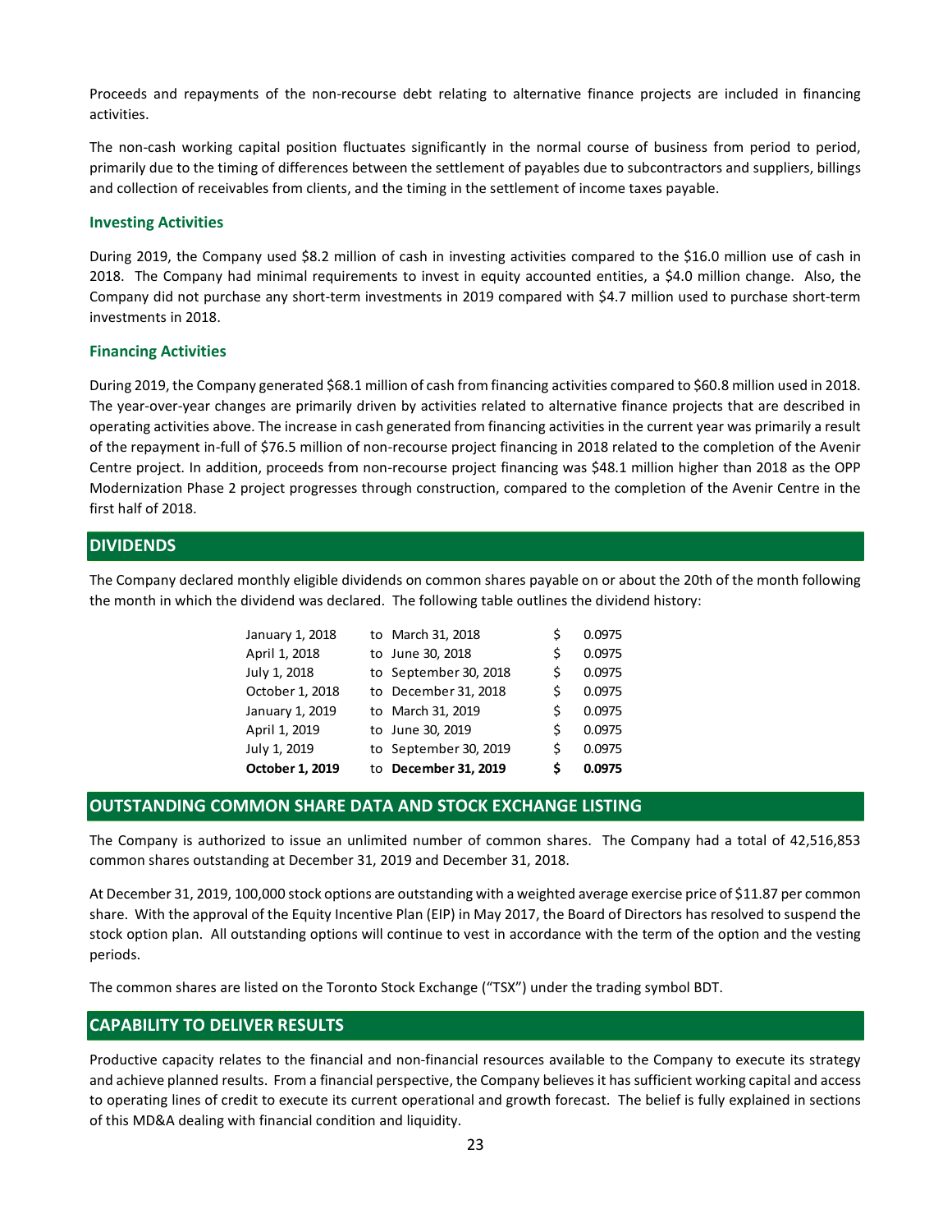Proceeds and repayments of the non-recourse debt relating to alternative finance projects are included in financing activities.

The non-cash working capital position fluctuates significantly in the normal course of business from period to period, primarily due to the timing of differences between the settlement of payables due to subcontractors and suppliers, billings and collection of receivables from clients, and the timing in the settlement of income taxes payable.

### Investing Activities

During 2019, the Company used $8.2 million of cash in investing activities compared to the $16.0 million use of cash in 2018. The Company had minimal requirements to invest in equity accounted entities, a $4.0 million change. Also, the Company did not purchase any short-term investments in 2019 compared with $4.7 million used to purchase short-term investments in 2018.

### Financing Activities

During 2019, the Company generated $68.1 million of cash from financing activities compared to $60.8 million used in 2018. The year-over-year changes are primarily driven by activities related to alternative finance projects that are described in operating activities above. The increase in cash generated from financing activities in the current year was primarily a result of the repayment in-full of $76.5 million of non-recourse project financing in 2018 related to the completion of the Avenir Centre project. In addition, proceeds from non-recourse project financing was $48.1 million higher than 2018 as the OPP Modernization Phase 2 project progresses through construction, compared to the completion of the Avenir Centre in the first half of 2018.

## DIVIDENDS

The Company declared monthly eligible dividends on common shares payable on or about the 20th of the month following the month in which the dividend was declared. The following table outlines the dividend history:

| | | | |
|---|---|---|---|
| January 1, 2018 | to March 31, 2018 | $ | 0.0975 |
| April 1, 2018 | to June 30, 2018 | $ | 0.0975 |
| July 1, 2018 | to September 30, 2018 | $ | 0.0975 |
| October 1, 2018 | to December 31, 2018 | $ | 0.0975 |
| January 1, 2019 | to March 31, 2019 | $ | 0.0975 |
| April 1, 2019 | to June 30, 2019 | $ | 0.0975 |
| July 1, 2019 | to September 30, 2019 | $ | 0.0975 |
| **October 1, 2019** | to **December 31, 2019** | **$** | **0.0975** |

## OUTSTANDING COMMON SHARE DATA AND STOCK EXCHANGE LISTING

The Company is authorized to issue an unlimited number of common shares. The Company had a total of 42,516,853 common shares outstanding at December 31, 2019 and December 31, 2018.

At December 31, 2019, 100,000 stock options are outstanding with a weighted average exercise price of $11.87 per common share. With the approval of the Equity Incentive Plan (EIP) in May 2017, the Board of Directors has resolved to suspend the stock option plan. All outstanding options will continue to vest in accordance with the term of the option and the vesting periods.

The common shares are listed on the Toronto Stock Exchange ("TSX") under the trading symbol BDT.

## CAPABILITY TO DELIVER RESULTS

Productive capacity relates to the financial and non-financial resources available to the Company to execute its strategy and achieve planned results. From a financial perspective, the Company believes it has sufficient working capital and access to operating lines of credit to execute its current operational and growth forecast. The belief is fully explained in sections of this MD&A dealing with financial condition and liquidity.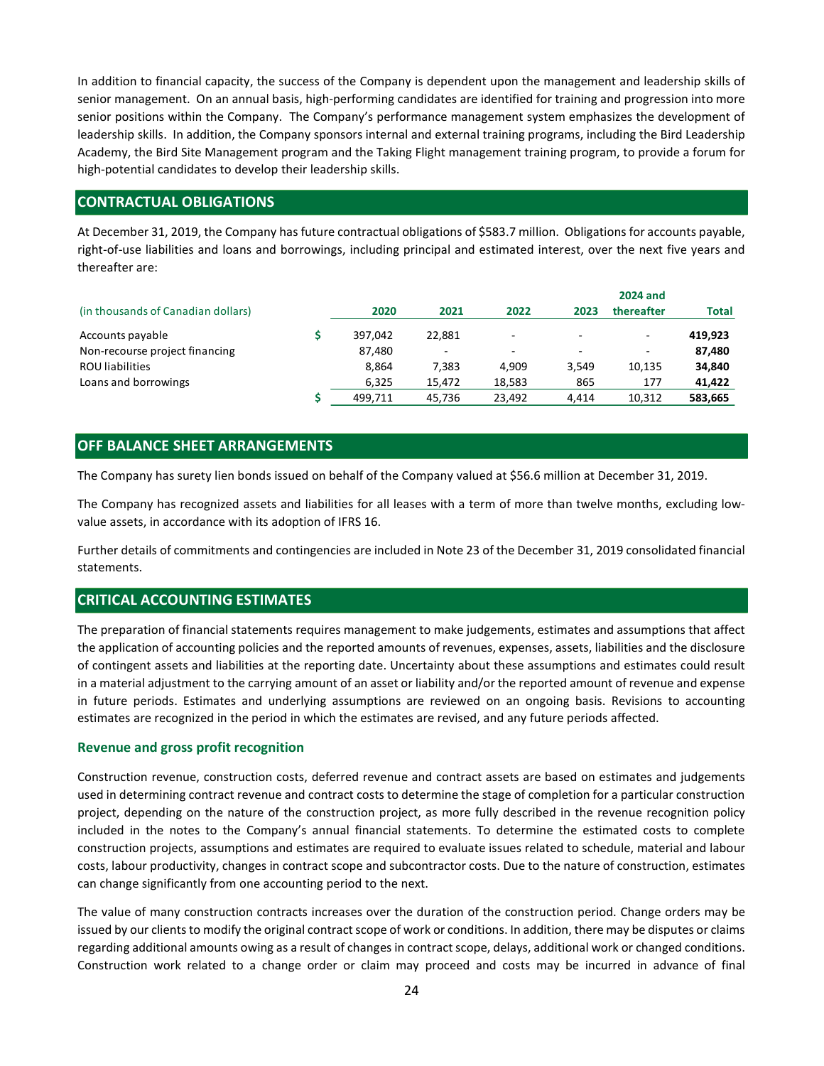In addition to financial capacity, the success of the Company is dependent upon the management and leadership skills of senior management. On an annual basis, high-performing candidates are identified for training and progression into more senior positions within the Company. The Company's performance management system emphasizes the development of leadership skills. In addition, the Company sponsors internal and external training programs, including the Bird Leadership Academy, the Bird Site Management program and the Taking Flight management training program, to provide a forum for high-potential candidates to develop their leadership skills.

## CONTRACTUAL OBLIGATIONS

At December 31, 2019, the Company has future contractual obligations of $583.7 million. Obligations for accounts payable, right-of-use liabilities and loans and borrowings, including principal and estimated interest, over the next five years and thereafter are:

| (in thousands of Canadian dollars) | | 2020 | 2021 | 2022 | 2023 | 2024 and thereafter | Total |
|---|---|---|---|---|---|---|---|
| Accounts payable | $ | 397,042 | 22,881 | - | - | - | **419,923** |
| Non-recourse project financing | | 87,480 | - | - | - | - | **87,480** |
| ROU liabilities | | 8,864 | 7,383 | 4,909 | 3,549 | 10,135 | **34,840** |
| Loans and borrowings | | 6,325 | 15,472 | 18,583 | 865 | 177 | **41,422** |
| | $ | 499,711 | 45,736 | 23,492 | 4,414 | 10,312 | **583,665** |

## OFF BALANCE SHEET ARRANGEMENTS

The Company has surety lien bonds issued on behalf of the Company valued at $56.6 million at December 31, 2019.

The Company has recognized assets and liabilities for all leases with a term of more than twelve months, excluding low-value assets, in accordance with its adoption of IFRS 16.

Further details of commitments and contingencies are included in Note 23 of the December 31, 2019 consolidated financial statements.

## CRITICAL ACCOUNTING ESTIMATES

The preparation of financial statements requires management to make judgements, estimates and assumptions that affect the application of accounting policies and the reported amounts of revenues, expenses, assets, liabilities and the disclosure of contingent assets and liabilities at the reporting date. Uncertainty about these assumptions and estimates could result in a material adjustment to the carrying amount of an asset or liability and/or the reported amount of revenue and expense in future periods. Estimates and underlying assumptions are reviewed on an ongoing basis. Revisions to accounting estimates are recognized in the period in which the estimates are revised, and any future periods affected.

### Revenue and gross profit recognition

Construction revenue, construction costs, deferred revenue and contract assets are based on estimates and judgements used in determining contract revenue and contract costs to determine the stage of completion for a particular construction project, depending on the nature of the construction project, as more fully described in the revenue recognition policy included in the notes to the Company's annual financial statements. To determine the estimated costs to complete construction projects, assumptions and estimates are required to evaluate issues related to schedule, material and labour costs, labour productivity, changes in contract scope and subcontractor costs. Due to the nature of construction, estimates can change significantly from one accounting period to the next.

The value of many construction contracts increases over the duration of the construction period. Change orders may be issued by our clients to modify the original contract scope of work or conditions. In addition, there may be disputes or claims regarding additional amounts owing as a result of changes in contract scope, delays, additional work or changed conditions. Construction work related to a change order or claim may proceed and costs may be incurred in advance of final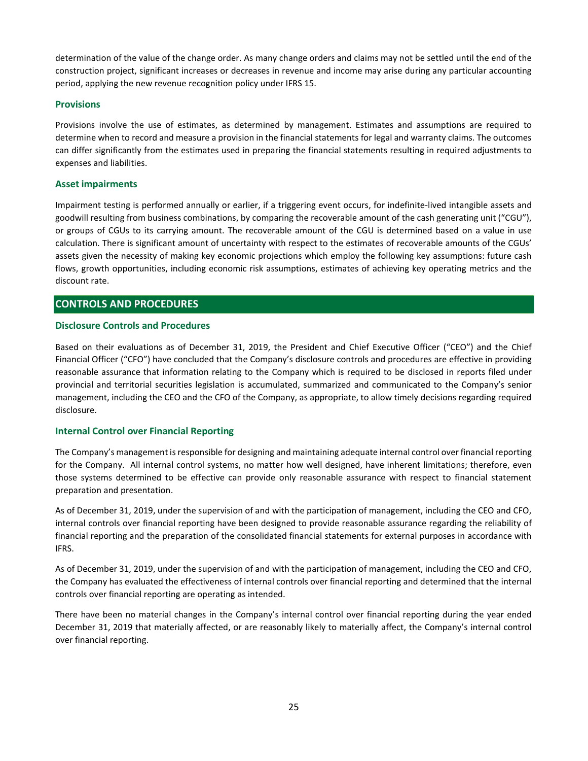determination of the value of the change order. As many change orders and claims may not be settled until the end of the construction project, significant increases or decreases in revenue and income may arise during any particular accounting period, applying the new revenue recognition policy under IFRS 15.

### Provisions

Provisions involve the use of estimates, as determined by management. Estimates and assumptions are required to determine when to record and measure a provision in the financial statements for legal and warranty claims. The outcomes can differ significantly from the estimates used in preparing the financial statements resulting in required adjustments to expenses and liabilities.

### Asset impairments

Impairment testing is performed annually or earlier, if a triggering event occurs, for indefinite-lived intangible assets and goodwill resulting from business combinations, by comparing the recoverable amount of the cash generating unit ("CGU"), or groups of CGUs to its carrying amount. The recoverable amount of the CGU is determined based on a value in use calculation. There is significant amount of uncertainty with respect to the estimates of recoverable amounts of the CGUs' assets given the necessity of making key economic projections which employ the following key assumptions: future cash flows, growth opportunities, including economic risk assumptions, estimates of achieving key operating metrics and the discount rate.

## CONTROLS AND PROCEDURES

### Disclosure Controls and Procedures

Based on their evaluations as of December 31, 2019, the President and Chief Executive Officer ("CEO") and the Chief Financial Officer ("CFO") have concluded that the Company's disclosure controls and procedures are effective in providing reasonable assurance that information relating to the Company which is required to be disclosed in reports filed under provincial and territorial securities legislation is accumulated, summarized and communicated to the Company's senior management, including the CEO and the CFO of the Company, as appropriate, to allow timely decisions regarding required disclosure.

### Internal Control over Financial Reporting

The Company's management is responsible for designing and maintaining adequate internal control over financial reporting for the Company. All internal control systems, no matter how well designed, have inherent limitations; therefore, even those systems determined to be effective can provide only reasonable assurance with respect to financial statement preparation and presentation.

As of December 31, 2019, under the supervision of and with the participation of management, including the CEO and CFO, internal controls over financial reporting have been designed to provide reasonable assurance regarding the reliability of financial reporting and the preparation of the consolidated financial statements for external purposes in accordance with IFRS.

As of December 31, 2019, under the supervision of and with the participation of management, including the CEO and CFO, the Company has evaluated the effectiveness of internal controls over financial reporting and determined that the internal controls over financial reporting are operating as intended.

There have been no material changes in the Company's internal control over financial reporting during the year ended December 31, 2019 that materially affected, or are reasonably likely to materially affect, the Company's internal control over financial reporting.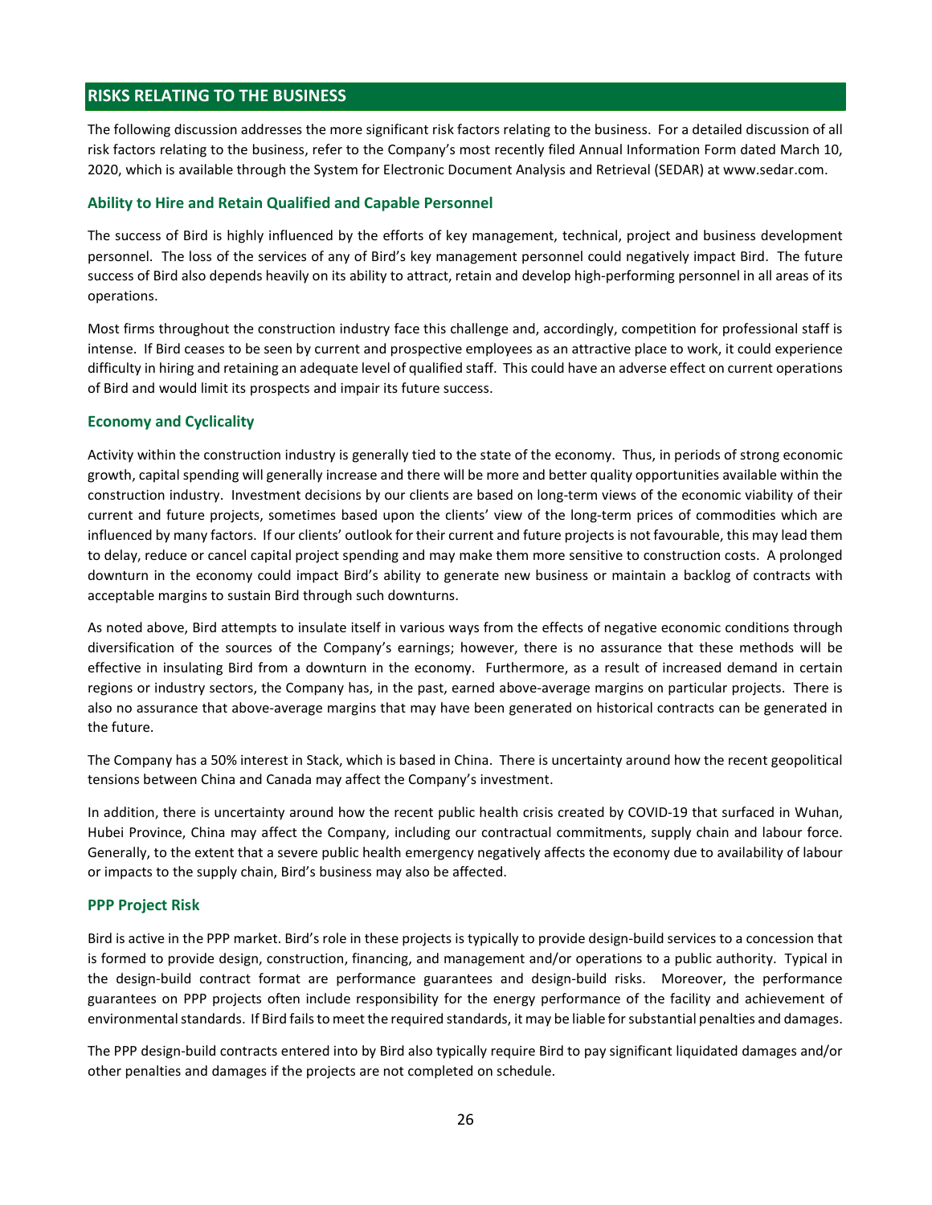## RISKS RELATING TO THE BUSINESS

The following discussion addresses the more significant risk factors relating to the business. For a detailed discussion of all risk factors relating to the business, refer to the Company's most recently filed Annual Information Form dated March 10, 2020, which is available through the System for Electronic Document Analysis and Retrieval (SEDAR) at www.sedar.com.

### Ability to Hire and Retain Qualified and Capable Personnel

The success of Bird is highly influenced by the efforts of key management, technical, project and business development personnel. The loss of the services of any of Bird's key management personnel could negatively impact Bird. The future success of Bird also depends heavily on its ability to attract, retain and develop high-performing personnel in all areas of its operations.

Most firms throughout the construction industry face this challenge and, accordingly, competition for professional staff is intense. If Bird ceases to be seen by current and prospective employees as an attractive place to work, it could experience difficulty in hiring and retaining an adequate level of qualified staff. This could have an adverse effect on current operations of Bird and would limit its prospects and impair its future success.

### Economy and Cyclicality

Activity within the construction industry is generally tied to the state of the economy. Thus, in periods of strong economic growth, capital spending will generally increase and there will be more and better quality opportunities available within the construction industry. Investment decisions by our clients are based on long-term views of the economic viability of their current and future projects, sometimes based upon the clients' view of the long-term prices of commodities which are influenced by many factors. If our clients' outlook for their current and future projects is not favourable, this may lead them to delay, reduce or cancel capital project spending and may make them more sensitive to construction costs. A prolonged downturn in the economy could impact Bird's ability to generate new business or maintain a backlog of contracts with acceptable margins to sustain Bird through such downturns.

As noted above, Bird attempts to insulate itself in various ways from the effects of negative economic conditions through diversification of the sources of the Company's earnings; however, there is no assurance that these methods will be effective in insulating Bird from a downturn in the economy. Furthermore, as a result of increased demand in certain regions or industry sectors, the Company has, in the past, earned above-average margins on particular projects. There is also no assurance that above-average margins that may have been generated on historical contracts can be generated in the future.

The Company has a 50% interest in Stack, which is based in China. There is uncertainty around how the recent geopolitical tensions between China and Canada may affect the Company's investment.

In addition, there is uncertainty around how the recent public health crisis created by COVID-19 that surfaced in Wuhan, Hubei Province, China may affect the Company, including our contractual commitments, supply chain and labour force. Generally, to the extent that a severe public health emergency negatively affects the economy due to availability of labour or impacts to the supply chain, Bird's business may also be affected.

### PPP Project Risk

Bird is active in the PPP market. Bird's role in these projects is typically to provide design-build services to a concession that is formed to provide design, construction, financing, and management and/or operations to a public authority. Typical in the design-build contract format are performance guarantees and design-build risks. Moreover, the performance guarantees on PPP projects often include responsibility for the energy performance of the facility and achievement of environmental standards. If Bird fails to meet the required standards, it may be liable for substantial penalties and damages.

The PPP design-build contracts entered into by Bird also typically require Bird to pay significant liquidated damages and/or other penalties and damages if the projects are not completed on schedule.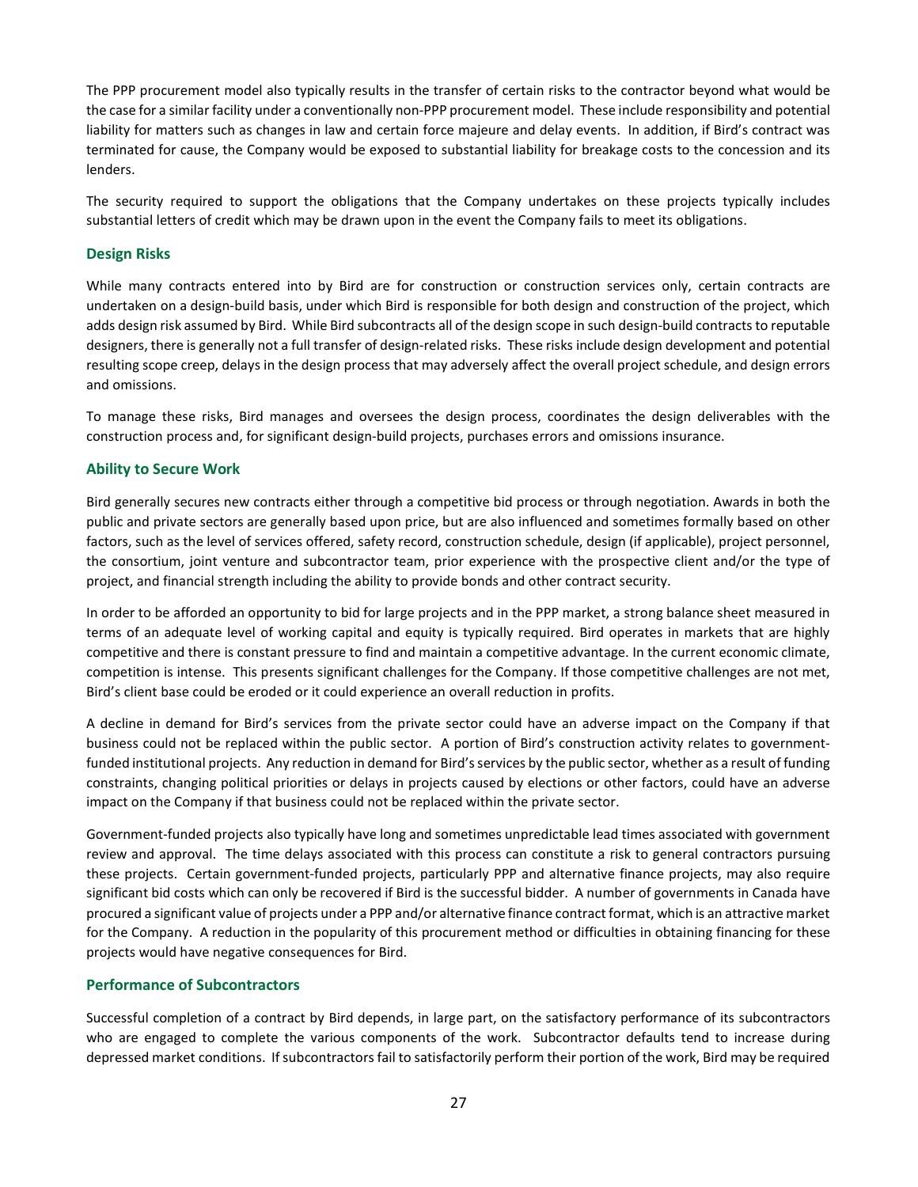The PPP procurement model also typically results in the transfer of certain risks to the contractor beyond what would be the case for a similar facility under a conventionally non-PPP procurement model. These include responsibility and potential liability for matters such as changes in law and certain force majeure and delay events. In addition, if Bird's contract was terminated for cause, the Company would be exposed to substantial liability for breakage costs to the concession and its lenders.

The security required to support the obligations that the Company undertakes on these projects typically includes substantial letters of credit which may be drawn upon in the event the Company fails to meet its obligations.

### Design Risks

While many contracts entered into by Bird are for construction or construction services only, certain contracts are undertaken on a design-build basis, under which Bird is responsible for both design and construction of the project, which adds design risk assumed by Bird. While Bird subcontracts all of the design scope in such design-build contracts to reputable designers, there is generally not a full transfer of design-related risks. These risks include design development and potential resulting scope creep, delays in the design process that may adversely affect the overall project schedule, and design errors and omissions.

To manage these risks, Bird manages and oversees the design process, coordinates the design deliverables with the construction process and, for significant design-build projects, purchases errors and omissions insurance.

### Ability to Secure Work

Bird generally secures new contracts either through a competitive bid process or through negotiation. Awards in both the public and private sectors are generally based upon price, but are also influenced and sometimes formally based on other factors, such as the level of services offered, safety record, construction schedule, design (if applicable), project personnel, the consortium, joint venture and subcontractor team, prior experience with the prospective client and/or the type of project, and financial strength including the ability to provide bonds and other contract security.

In order to be afforded an opportunity to bid for large projects and in the PPP market, a strong balance sheet measured in terms of an adequate level of working capital and equity is typically required. Bird operates in markets that are highly competitive and there is constant pressure to find and maintain a competitive advantage. In the current economic climate, competition is intense. This presents significant challenges for the Company. If those competitive challenges are not met, Bird's client base could be eroded or it could experience an overall reduction in profits.

A decline in demand for Bird's services from the private sector could have an adverse impact on the Company if that business could not be replaced within the public sector. A portion of Bird's construction activity relates to government-funded institutional projects. Any reduction in demand for Bird's services by the public sector, whether as a result of funding constraints, changing political priorities or delays in projects caused by elections or other factors, could have an adverse impact on the Company if that business could not be replaced within the private sector.

Government-funded projects also typically have long and sometimes unpredictable lead times associated with government review and approval. The time delays associated with this process can constitute a risk to general contractors pursuing these projects. Certain government-funded projects, particularly PPP and alternative finance projects, may also require significant bid costs which can only be recovered if Bird is the successful bidder. A number of governments in Canada have procured a significant value of projects under a PPP and/or alternative finance contract format, which is an attractive market for the Company. A reduction in the popularity of this procurement method or difficulties in obtaining financing for these projects would have negative consequences for Bird.

### Performance of Subcontractors

Successful completion of a contract by Bird depends, in large part, on the satisfactory performance of its subcontractors who are engaged to complete the various components of the work. Subcontractor defaults tend to increase during depressed market conditions. If subcontractors fail to satisfactorily perform their portion of the work, Bird may be required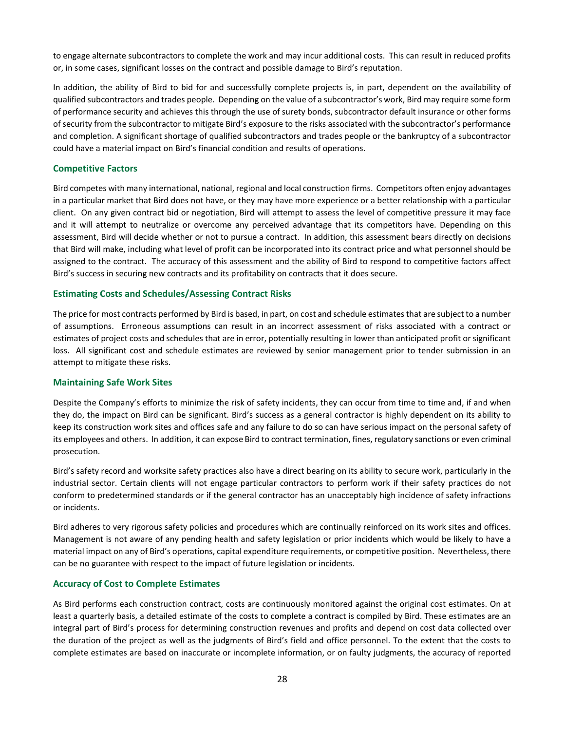to engage alternate subcontractors to complete the work and may incur additional costs. This can result in reduced profits or, in some cases, significant losses on the contract and possible damage to Bird's reputation.

In addition, the ability of Bird to bid for and successfully complete projects is, in part, dependent on the availability of qualified subcontractors and trades people. Depending on the value of a subcontractor's work, Bird may require some form of performance security and achieves this through the use of surety bonds, subcontractor default insurance or other forms of security from the subcontractor to mitigate Bird's exposure to the risks associated with the subcontractor's performance and completion. A significant shortage of qualified subcontractors and trades people or the bankruptcy of a subcontractor could have a material impact on Bird's financial condition and results of operations.

### Competitive Factors

Bird competes with many international, national, regional and local construction firms. Competitors often enjoy advantages in a particular market that Bird does not have, or they may have more experience or a better relationship with a particular client. On any given contract bid or negotiation, Bird will attempt to assess the level of competitive pressure it may face and it will attempt to neutralize or overcome any perceived advantage that its competitors have. Depending on this assessment, Bird will decide whether or not to pursue a contract. In addition, this assessment bears directly on decisions that Bird will make, including what level of profit can be incorporated into its contract price and what personnel should be assigned to the contract. The accuracy of this assessment and the ability of Bird to respond to competitive factors affect Bird's success in securing new contracts and its profitability on contracts that it does secure.

### Estimating Costs and Schedules/Assessing Contract Risks

The price for most contracts performed by Bird is based, in part, on cost and schedule estimates that are subject to a number of assumptions. Erroneous assumptions can result in an incorrect assessment of risks associated with a contract or estimates of project costs and schedules that are in error, potentially resulting in lower than anticipated profit or significant loss. All significant cost and schedule estimates are reviewed by senior management prior to tender submission in an attempt to mitigate these risks.

### Maintaining Safe Work Sites

Despite the Company's efforts to minimize the risk of safety incidents, they can occur from time to time and, if and when they do, the impact on Bird can be significant. Bird's success as a general contractor is highly dependent on its ability to keep its construction work sites and offices safe and any failure to do so can have serious impact on the personal safety of its employees and others. In addition, it can expose Bird to contract termination, fines, regulatory sanctions or even criminal prosecution.

Bird's safety record and worksite safety practices also have a direct bearing on its ability to secure work, particularly in the industrial sector. Certain clients will not engage particular contractors to perform work if their safety practices do not conform to predetermined standards or if the general contractor has an unacceptably high incidence of safety infractions or incidents.

Bird adheres to very rigorous safety policies and procedures which are continually reinforced on its work sites and offices. Management is not aware of any pending health and safety legislation or prior incidents which would be likely to have a material impact on any of Bird's operations, capital expenditure requirements, or competitive position. Nevertheless, there can be no guarantee with respect to the impact of future legislation or incidents.

### Accuracy of Cost to Complete Estimates

As Bird performs each construction contract, costs are continuously monitored against the original cost estimates. On at least a quarterly basis, a detailed estimate of the costs to complete a contract is compiled by Bird. These estimates are an integral part of Bird's process for determining construction revenues and profits and depend on cost data collected over the duration of the project as well as the judgments of Bird's field and office personnel. To the extent that the costs to complete estimates are based on inaccurate or incomplete information, or on faulty judgments, the accuracy of reported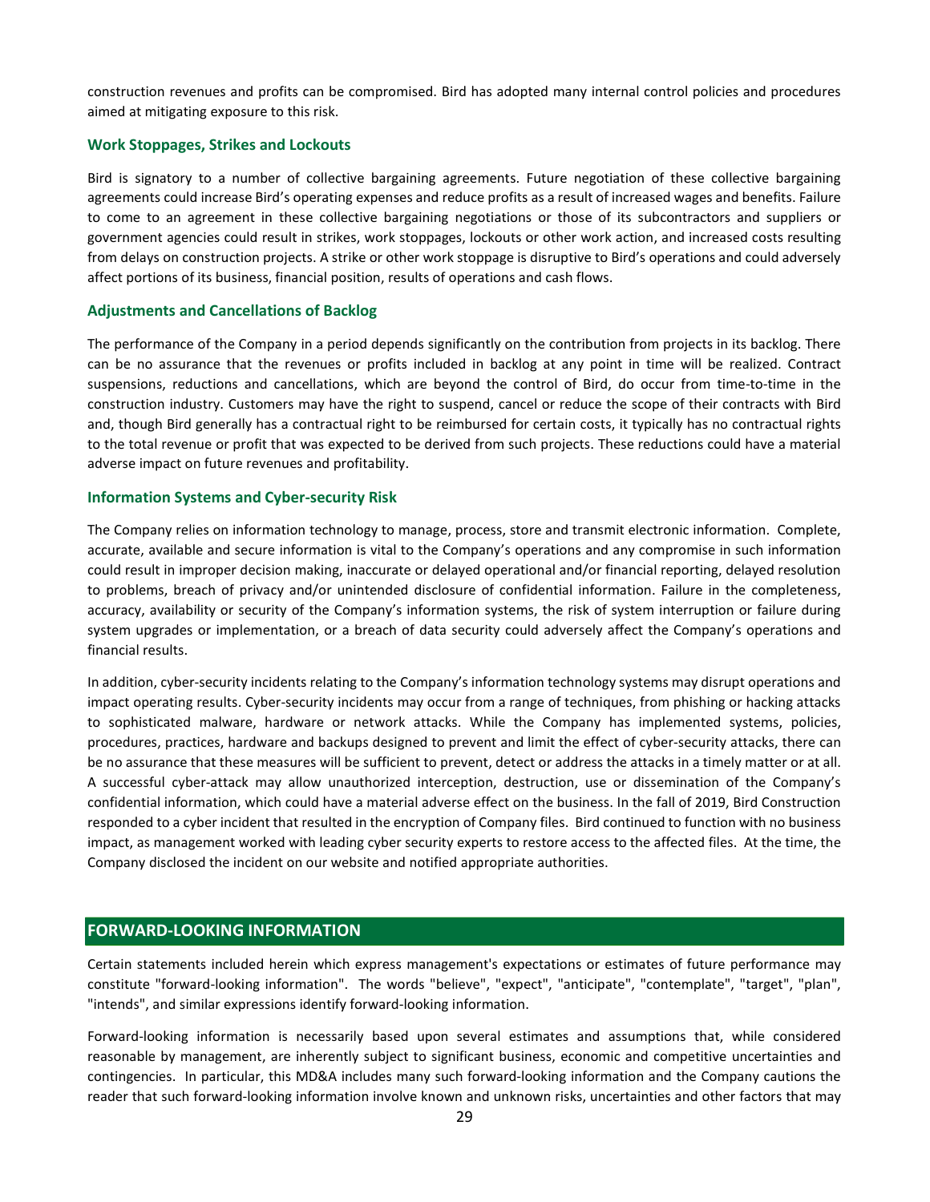construction revenues and profits can be compromised. Bird has adopted many internal control policies and procedures aimed at mitigating exposure to this risk.

### Work Stoppages, Strikes and Lockouts

Bird is signatory to a number of collective bargaining agreements. Future negotiation of these collective bargaining agreements could increase Bird's operating expenses and reduce profits as a result of increased wages and benefits. Failure to come to an agreement in these collective bargaining negotiations or those of its subcontractors and suppliers or government agencies could result in strikes, work stoppages, lockouts or other work action, and increased costs resulting from delays on construction projects. A strike or other work stoppage is disruptive to Bird's operations and could adversely affect portions of its business, financial position, results of operations and cash flows.

### Adjustments and Cancellations of Backlog

The performance of the Company in a period depends significantly on the contribution from projects in its backlog. There can be no assurance that the revenues or profits included in backlog at any point in time will be realized. Contract suspensions, reductions and cancellations, which are beyond the control of Bird, do occur from time-to-time in the construction industry. Customers may have the right to suspend, cancel or reduce the scope of their contracts with Bird and, though Bird generally has a contractual right to be reimbursed for certain costs, it typically has no contractual rights to the total revenue or profit that was expected to be derived from such projects. These reductions could have a material adverse impact on future revenues and profitability.

### Information Systems and Cyber-security Risk

The Company relies on information technology to manage, process, store and transmit electronic information. Complete, accurate, available and secure information is vital to the Company's operations and any compromise in such information could result in improper decision making, inaccurate or delayed operational and/or financial reporting, delayed resolution to problems, breach of privacy and/or unintended disclosure of confidential information. Failure in the completeness, accuracy, availability or security of the Company's information systems, the risk of system interruption or failure during system upgrades or implementation, or a breach of data security could adversely affect the Company's operations and financial results.

In addition, cyber-security incidents relating to the Company's information technology systems may disrupt operations and impact operating results. Cyber-security incidents may occur from a range of techniques, from phishing or hacking attacks to sophisticated malware, hardware or network attacks. While the Company has implemented systems, policies, procedures, practices, hardware and backups designed to prevent and limit the effect of cyber-security attacks, there can be no assurance that these measures will be sufficient to prevent, detect or address the attacks in a timely matter or at all. A successful cyber-attack may allow unauthorized interception, destruction, use or dissemination of the Company's confidential information, which could have a material adverse effect on the business. In the fall of 2019, Bird Construction responded to a cyber incident that resulted in the encryption of Company files. Bird continued to function with no business impact, as management worked with leading cyber security experts to restore access to the affected files. At the time, the Company disclosed the incident on our website and notified appropriate authorities.

## FORWARD-LOOKING INFORMATION

Certain statements included herein which express management's expectations or estimates of future performance may constitute "forward-looking information". The words "believe", "expect", "anticipate", "contemplate", "target", "plan", "intends", and similar expressions identify forward-looking information.

Forward-looking information is necessarily based upon several estimates and assumptions that, while considered reasonable by management, are inherently subject to significant business, economic and competitive uncertainties and contingencies. In particular, this MD&A includes many such forward-looking information and the Company cautions the reader that such forward-looking information involve known and unknown risks, uncertainties and other factors that may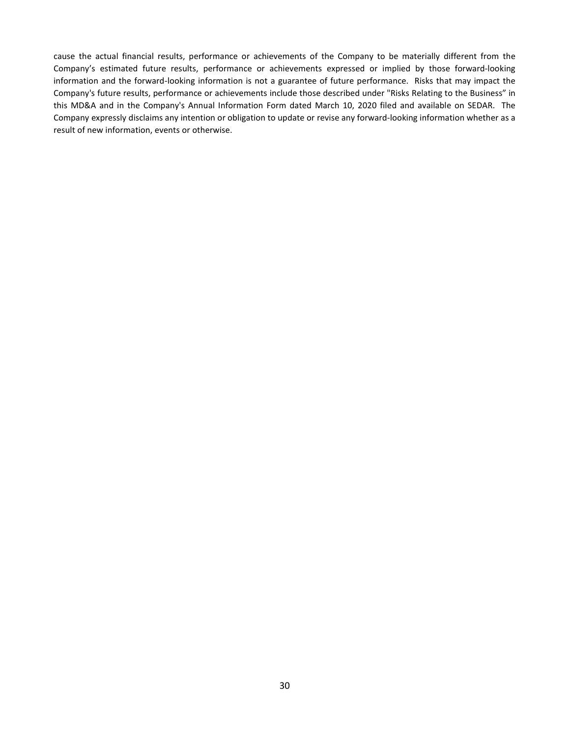cause the actual financial results, performance or achievements of the Company to be materially different from the Company's estimated future results, performance or achievements expressed or implied by those forward-looking information and the forward-looking information is not a guarantee of future performance. Risks that may impact the Company's future results, performance or achievements include those described under "Risks Relating to the Business" in this MD&A and in the Company's Annual Information Form dated March 10, 2020 filed and available on SEDAR. The Company expressly disclaims any intention or obligation to update or revise any forward-looking information whether as a result of new information, events or otherwise.